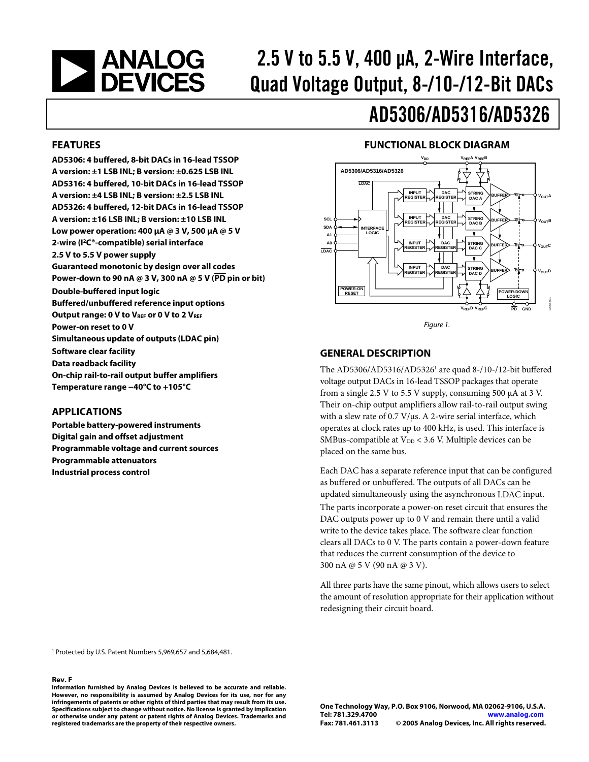# 2.5 V to 5.5 V, 400 µA, 2-Wire Interface, Quad Voltage Output, 8-/10-/12-Bit DACs

# AD5306/AD5316/AD5326

## FEATURES

**AD5306: 4 buffered, 8-bit DACs in 16-lead TSSOP**
**A version: ±1 LSB INL; B version: ±0.625 LSB INL**
**AD5316: 4 buffered, 10-bit DACs in 16-lead TSSOP**
**A version: ±4 LSB INL; B version: ±2.5 LSB INL**
**AD5326: 4 buffered, 12-bit DACs in 16-lead TSSOP**
**A version: ±16 LSB INL; B version: ±10 LSB INL**
**Low power operation: 400 µA @ 3 V, 500 µA @ 5 V**
**2-wire (I²C®-compatible) serial interface**
**2.5 V to 5.5 V power supply**
**Guaranteed monotonic by design over all codes**
**Power-down to 90 nA @ 3 V, 300 nA @ 5 V (PD pin or bit)**
**Double-buffered input logic**
**Buffered/unbuffered reference input options**
**Output range: 0 V to $V_{REF}$ or 0 V to 2 $V_{REF}$**
**Power-on reset to 0 V**
**Simultaneous update of outputs (LDAC pin)**
**Software clear facility**
**Data readback facility**
**On-chip rail-to-rail output buffer amplifiers**
**Temperature range −40°C to +105°C**

## APPLICATIONS

**Portable battery-powered instruments**
**Digital gain and offset adjustment**
**Programmable voltage and current sources**
**Programmable attenuators**
**Industrial process control**

## FUNCTIONAL BLOCK DIAGRAM

*Figure 1.*

## GENERAL DESCRIPTION

The AD5306/AD5316/AD5326[1] are quad 8-/10-/12-bit buffered voltage output DACs in 16-lead TSSOP packages that operate from a single 2.5 V to 5.5 V supply, consuming 500 µA at 3 V. Their on-chip output amplifiers allow rail-to-rail output swing with a slew rate of 0.7 V/µs. A 2-wire serial interface, which operates at clock rates up to 400 kHz, is used. This interface is SMBus-compatible at $V_{DD}$ < 3.6 V. Multiple devices can be placed on the same bus.

Each DAC has a separate reference input that can be configured as buffered or unbuffered. The outputs of all DACs can be updated simultaneously using the asynchronous LDAC input.

The parts incorporate a power-on reset circuit that ensures the DAC outputs power up to 0 V and remain there until a valid write to the device takes place. The software clear function clears all DACs to 0 V. The parts contain a power-down feature that reduces the current consumption of the device to 300 nA @ 5 V (90 nA @ 3 V).

All three parts have the same pinout, which allows users to select the amount of resolution appropriate for their application without redesigning their circuit board.

[1] Protected by U.S. Patent Numbers 5,969,657 and 5,684,481.

**Rev. F**

**Information furnished by Analog Devices is believed to be accurate and reliable. However, no responsibility is assumed by Analog Devices for its use, nor for any infringements of patents or other rights of third parties that may result from its use. Specifications subject to change without notice. No license is granted by implication or otherwise under any patent or patent rights of Analog Devices. Trademarks and registered trademarks are the property of their respective owners.**

**One Technology Way, P.O. Box 9106, Norwood, MA 02062-9106, U.S.A.**
**Tel: 781.329.4700 www.analog.com**
**Fax: 781.461.3113 © 2005 Analog Devices, Inc. All rights reserved.**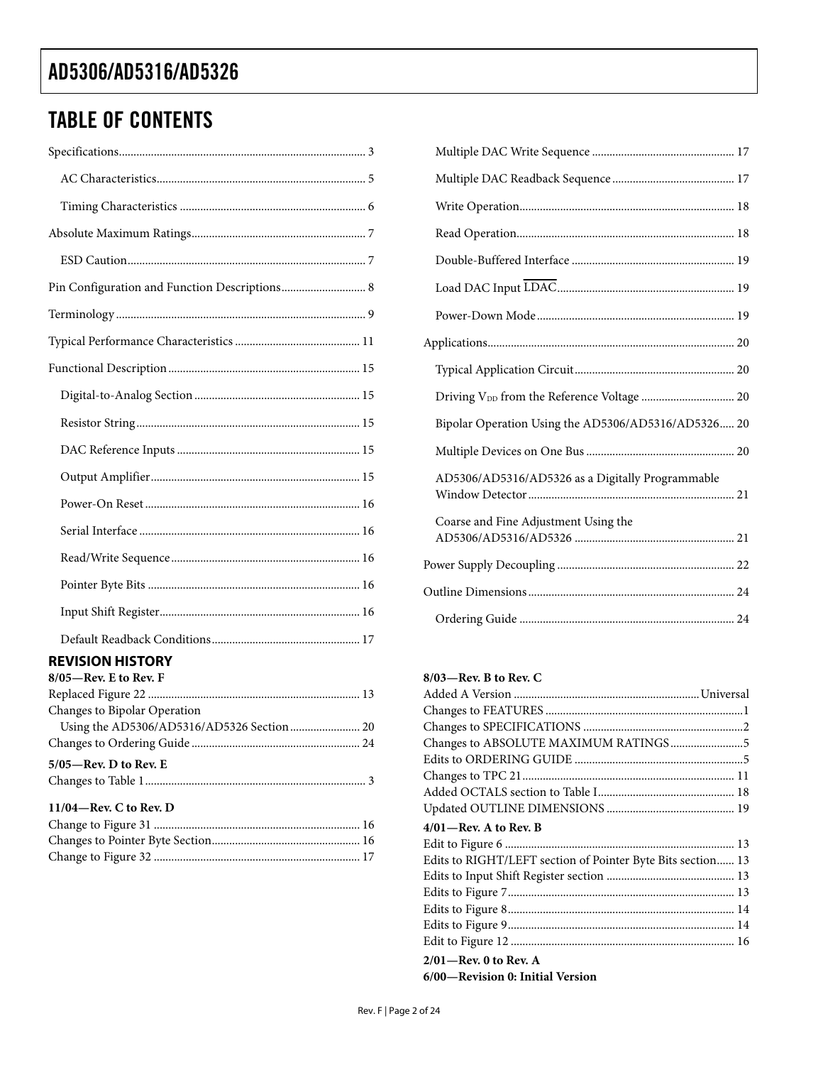# TABLE OF CONTENTS

Specifications ... 3
- AC Characteristics ... 5
- Timing Characteristics ... 6

Absolute Maximum Ratings ... 7
- ESD Caution ... 7

Pin Configuration and Function Descriptions ... 8

Terminology ... 9

Typical Performance Characteristics ... 11

Functional Description ... 15
- Digital-to-Analog Section ... 15
- Resistor String ... 15
- DAC Reference Inputs ... 15
- Output Amplifier ... 15
- Power-On Reset ... 16
- Serial Interface ... 16
- Read/Write Sequence ... 16
- Pointer Byte Bits ... 16
- Input Shift Register ... 16
- Default Readback Conditions ... 17
- Multiple DAC Write Sequence ... 17
- Multiple DAC Readback Sequence ... 17
- Write Operation ... 18
- Read Operation ... 18
- Double-Buffered Interface ... 19
- Load DAC Input $\overline{\text{LDAC}}$ ... 19
- Power-Down Mode ... 19

Applications ... 20
- Typical Application Circuit ... 20
- Driving $V_{DD}$ from the Reference Voltage ... 20
- Bipolar Operation Using the AD5306/AD5316/AD5326 ... 20
- Multiple Devices on One Bus ... 20
- AD5306/AD5316/AD5326 as a Digitally Programmable Window Detector ... 21
- Coarse and Fine Adjustment Using the AD5306/AD5316/AD5326 ... 21

Power Supply Decoupling ... 22

Outline Dimensions ... 24
- Ordering Guide ... 24

## REVISION HISTORY

**8/05—Rev. E to Rev. F**

Replaced Figure 22 ... 13
Changes to Bipolar Operation Using the AD5306/AD5316/AD5326 Section ... 20
Changes to Ordering Guide ... 24

**5/05—Rev. D to Rev. E**

Changes to Table 1 ... 3

**11/04—Rev. C to Rev. D**

Change to Figure 31 ... 16
Changes to Pointer Byte Section ... 16
Change to Figure 32 ... 17

**8/03—Rev. B to Rev. C**

Added A Version ... Universal
Changes to FEATURES ... 1
Changes to SPECIFICATIONS ... 2
Changes to ABSOLUTE MAXIMUM RATINGS ... 5
Edits to ORDERING GUIDE ... 5
Changes to TPC 21 ... 11
Added OCTALS section to Table I ... 18
Updated OUTLINE DIMENSIONS ... 19

**4/01—Rev. A to Rev. B**

Edit to Figure 6 ... 13
Edits to RIGHT/LEFT section of Pointer Byte Bits section ... 13
Edits to Input Shift Register section ... 13
Edits to Figure 7 ... 13
Edits to Figure 8 ... 14
Edits to Figure 9 ... 14
Edit to Figure 12 ... 16

**2/01—Rev. 0 to Rev. A**

**6/00—Revision 0: Initial Version**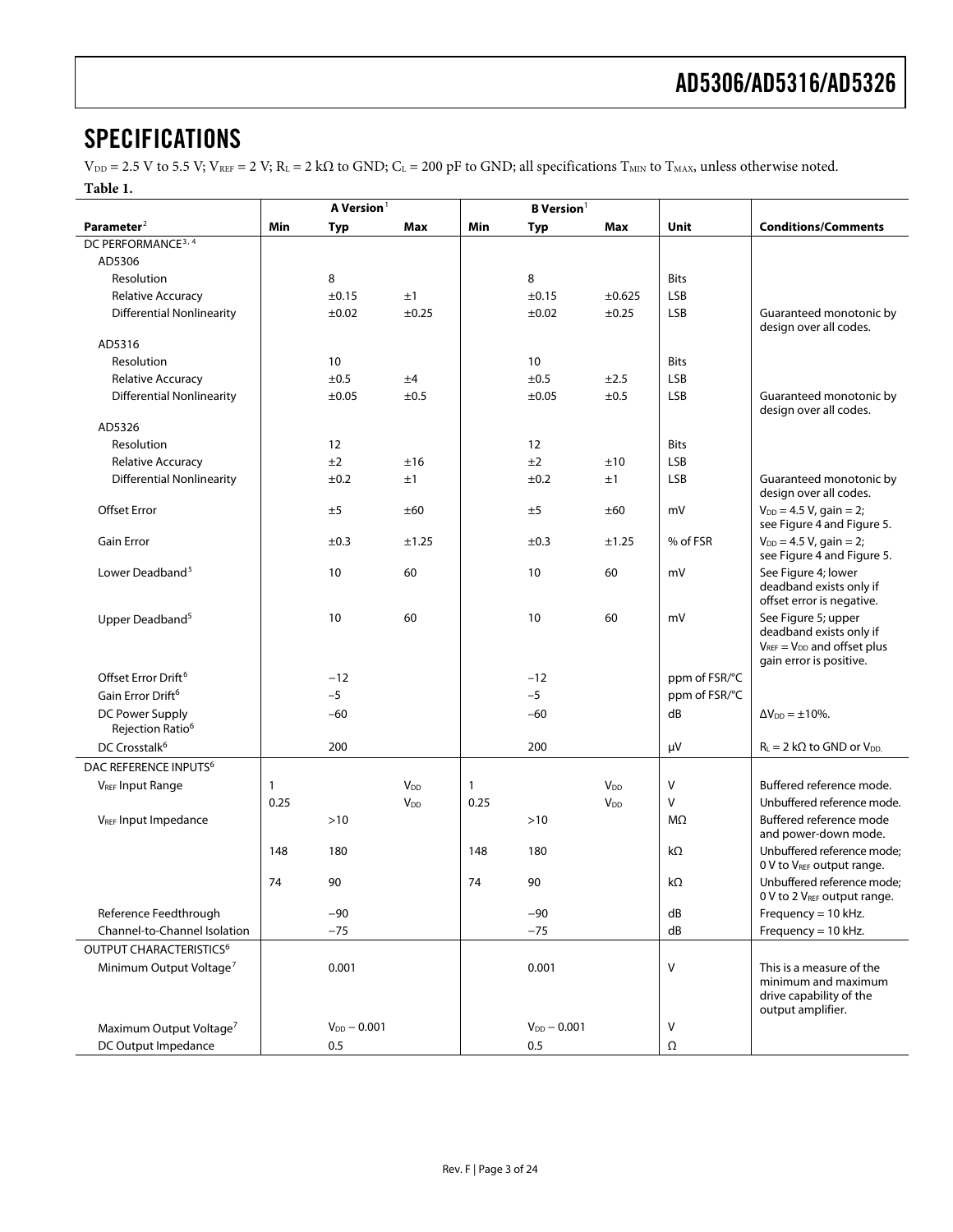## SPECIFICATIONS

$V_{DD}$ = 2.5 V to 5.5 V; $V_{REF}$ = 2 V; $R_L$ = 2 kΩ to GND; $C_L$ = 200 pF to GND; all specifications $T_{MIN}$ to $T_{MAX}$, unless otherwise noted.

**Table 1.**

| Parameter[2] | A Version[1] | | | B Version[1] | | | Unit | Conditions/Comments |
|---|---|---|---|---|---|---|---|---|
| | Min | Typ | Max | Min | Typ | Max | | |
| DC PERFORMANCE[3, 4] | | | | | | | | |
| AD5306 | | | | | | | | |
| Resolution | | 8 | | | 8 | | Bits | |
| Relative Accuracy | | ±0.15 | ±1 | | ±0.15 | ±0.625 | LSB | |
| Differential Nonlinearity | | ±0.02 | ±0.25 | | ±0.02 | ±0.25 | LSB | Guaranteed monotonic by design over all codes. |
| AD5316 | | | | | | | | |
| Resolution | | 10 | | | 10 | | Bits | |
| Relative Accuracy | | ±0.5 | ±4 | | ±0.5 | ±2.5 | LSB | |
| Differential Nonlinearity | | ±0.05 | ±0.5 | | ±0.05 | ±0.5 | LSB | Guaranteed monotonic by design over all codes. |
| AD5326 | | | | | | | | |
| Resolution | | 12 | | | 12 | | Bits | |
| Relative Accuracy | | ±2 | ±16 | | ±2 | ±10 | LSB | |
| Differential Nonlinearity | | ±0.2 | ±1 | | ±0.2 | ±1 | LSB | Guaranteed monotonic by design over all codes. |
| Offset Error | | ±5 | ±60 | | ±5 | ±60 | mV | $V_{DD}$ = 4.5 V, gain = 2; see Figure 4 and Figure 5. |
| Gain Error | | ±0.3 | ±1.25 | | ±0.3 | ±1.25 | % of FSR | $V_{DD}$ = 4.5 V, gain = 2; see Figure 4 and Figure 5. |
| Lower Deadband[5] | | 10 | 60 | | 10 | 60 | mV | See Figure 4; lower deadband exists only if offset error is negative. |
| Upper Deadband[5] | | 10 | 60 | | 10 | 60 | mV | See Figure 5; upper deadband exists only if $V_{REF}$ = $V_{DD}$ and offset plus gain error is positive. |
| Offset Error Drift[6] | | −12 | | | −12 | | ppm of FSR/°C | |
| Gain Error Drift[6] | | −5 | | | −5 | | ppm of FSR/°C | |
| DC Power Supply Rejection Ratio[6] | | −60 | | | −60 | | dB | $\Delta V_{DD}$ = ±10%. |
| DC Crosstalk[6] | | 200 | | | 200 | | μV | $R_L$ = 2 kΩ to GND or $V_{DD}$. |
| DAC REFERENCE INPUTS[6] | | | | | | | | |
| $V_{REF}$ Input Range | 1 | | $V_{DD}$ | 1 | | $V_{DD}$ | V | Buffered reference mode. |
| | 0.25 | | $V_{DD}$ | 0.25 | | $V_{DD}$ | V | Unbuffered reference mode. |
| $V_{REF}$ Input Impedance | | >10 | | | >10 | | MΩ | Buffered reference mode and power-down mode. |
| | 148 | 180 | | 148 | 180 | | kΩ | Unbuffered reference mode; 0 V to $V_{REF}$ output range. |
| | 74 | 90 | | 74 | 90 | | kΩ | Unbuffered reference mode; 0 V to 2 $V_{REF}$ output range. |
| Reference Feedthrough | | −90 | | | −90 | | dB | Frequency = 10 kHz. |
| Channel-to-Channel Isolation | | −75 | | | −75 | | dB | Frequency = 10 kHz. |
| OUTPUT CHARACTERISTICS[6] | | | | | | | | |
| Minimum Output Voltage[7] | | 0.001 | | | 0.001 | | V | This is a measure of the minimum and maximum drive capability of the output amplifier. |
| Maximum Output Voltage[7] | | $V_{DD}$ − 0.001 | | | $V_{DD}$ − 0.001 | | V | |
| DC Output Impedance | | 0.5 | | | 0.5 | | Ω | |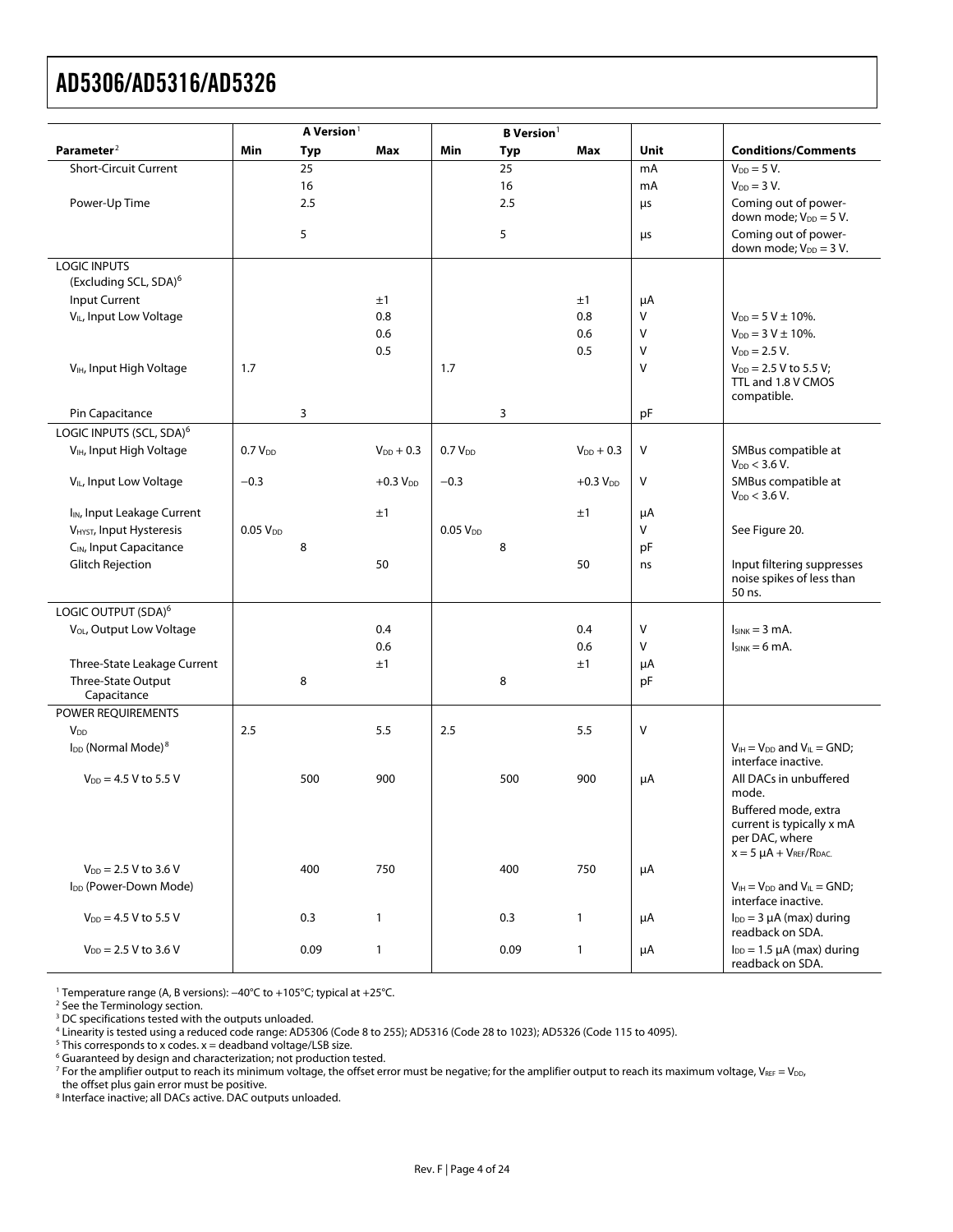| | A Version[1] | | | B Version[1] | | | | |
|---|---|---|---|---|---|---|---|---|
| Parameter[2] | Min | Typ | Max | Min | Typ | Max | Unit | Conditions/Comments |
| Short-Circuit Current | | 25 | | | 25 | | mA | $V_{DD}$ = 5 V. |
| | | 16 | | | 16 | | mA | $V_{DD}$ = 3 V. |
| Power-Up Time | | 2.5 | | | 2.5 | | μs | Coming out of power-down mode; $V_{DD}$ = 5 V. |
| | | 5 | | | 5 | | μs | Coming out of power-down mode; $V_{DD}$ = 3 V. |
| LOGIC INPUTS (Excluding SCL, SDA)[6] | | | | | | | | |
| Input Current | | | ±1 | | | ±1 | μA | |
| $V_{IL}$, Input Low Voltage | | | 0.8 | | | 0.8 | V | $V_{DD}$ = 5 V ± 10%. |
| | | | 0.6 | | | 0.6 | V | $V_{DD}$ = 3 V ± 10%. |
| | | | 0.5 | | | 0.5 | V | $V_{DD}$ = 2.5 V. |
| $V_{IH}$, Input High Voltage | 1.7 | | | 1.7 | | | V | $V_{DD}$ = 2.5 V to 5.5 V; TTL and 1.8 V CMOS compatible. |
| Pin Capacitance | | 3 | | | 3 | | pF | |
| LOGIC INPUTS (SCL, SDA)[6] | | | | | | | | |
| $V_{IH}$, Input High Voltage | 0.7 $V_{DD}$ | | $V_{DD}$ + 0.3 | 0.7 $V_{DD}$ | | $V_{DD}$ + 0.3 | V | SMBus compatible at $V_{DD}$ < 3.6 V. |
| $V_{IL}$, Input Low Voltage | −0.3 | | +0.3 $V_{DD}$ | −0.3 | | +0.3 $V_{DD}$ | V | SMBus compatible at $V_{DD}$ < 3.6 V. |
| $I_{IN}$, Input Leakage Current | | | ±1 | | | ±1 | μA | |
| $V_{HYST}$, Input Hysteresis | 0.05 $V_{DD}$ | | | 0.05 $V_{DD}$ | | | V | See Figure 20. |
| $C_{IN}$, Input Capacitance | | 8 | | | 8 | | pF | |
| Glitch Rejection | | | 50 | | | 50 | ns | Input filtering suppresses noise spikes of less than 50 ns. |
| LOGIC OUTPUT (SDA)[6] | | | | | | | | |
| $V_{OL}$, Output Low Voltage | | | 0.4 | | | 0.4 | V | $I_{SINK}$ = 3 mA. |
| | | | 0.6 | | | 0.6 | V | $I_{SINK}$ = 6 mA. |
| Three-State Leakage Current | | | ±1 | | | ±1 | μA | |
| Three-State Output Capacitance | | 8 | | | 8 | | pF | |
| POWER REQUIREMENTS | | | | | | | | |
| $V_{DD}$ | 2.5 | | 5.5 | 2.5 | | 5.5 | V | |
| $I_{DD}$ (Normal Mode)[8] | | | | | | | | $V_{IH}$ = $V_{DD}$ and $V_{IL}$ = GND; interface inactive. |
| $V_{DD}$ = 4.5 V to 5.5 V | | 500 | 900 | | 500 | 900 | μA | All DACs in unbuffered mode. |
| | | | | | | | | Buffered mode, extra current is typically x mA per DAC, where x = 5 μA + $V_{REF}/R_{DAC}$. |
| $V_{DD}$ = 2.5 V to 3.6 V | | 400 | 750 | | 400 | 750 | μA | |
| $I_{DD}$ (Power-Down Mode) | | | | | | | | $V_{IH}$ = $V_{DD}$ and $V_{IL}$ = GND; interface inactive. |
| $V_{DD}$ = 4.5 V to 5.5 V | | 0.3 | 1 | | 0.3 | 1 | μA | $I_{DD}$ = 3 μA (max) during readback on SDA. |
| $V_{DD}$ = 2.5 V to 3.6 V | | 0.09 | 1 | | 0.09 | 1 | μA | $I_{DD}$ = 1.5 μA (max) during readback on SDA. |

[1] Temperature range (A, B versions): −40°C to +105°C; typical at +25°C.
[2] See the Terminology section.
[3] DC specifications tested with the outputs unloaded.
[4] Linearity is tested using a reduced code range: AD5306 (Code 8 to 255); AD5316 (Code 28 to 1023); AD5326 (Code 115 to 4095).
[5] This corresponds to x codes. x = deadband voltage/LSB size.
[6] Guaranteed by design and characterization; not production tested.
[7] For the amplifier output to reach its minimum voltage, the offset error must be negative; for the amplifier output to reach its maximum voltage, $V_{REF}$ = $V_{DD}$, the offset plus gain error must be positive.
[8] Interface inactive; all DACs active. DAC outputs unloaded.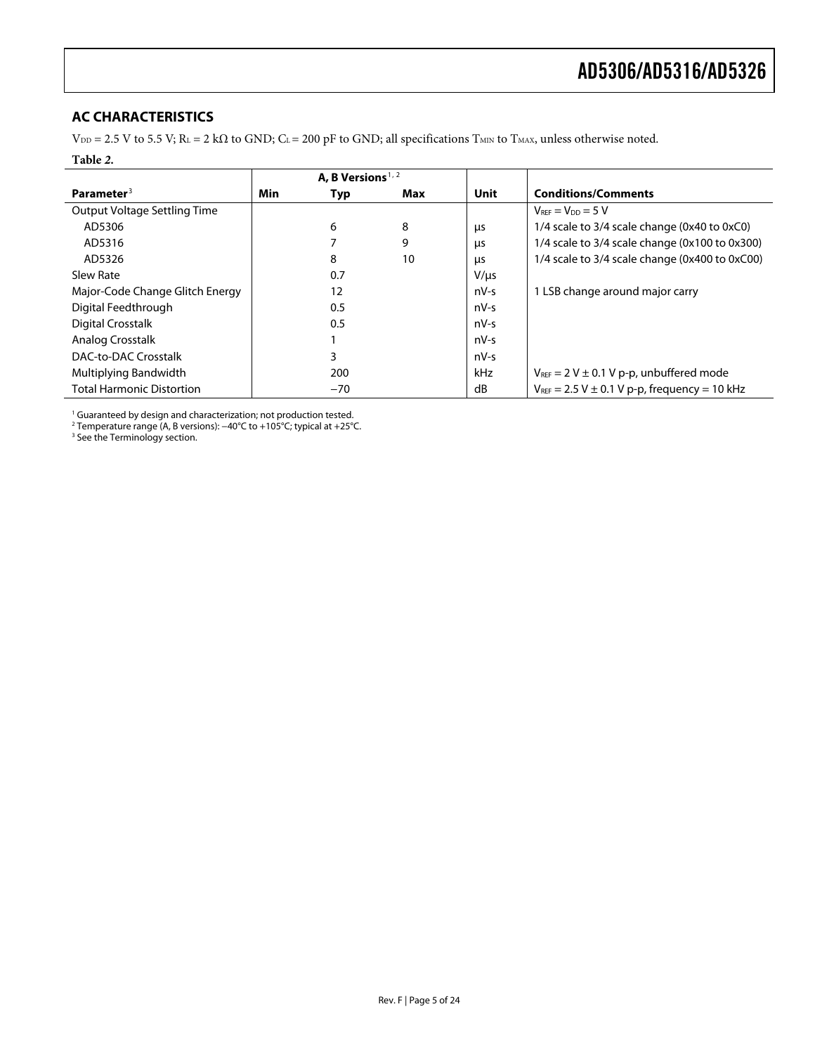## AC CHARACTERISTICS

$V_{DD}$ = 2.5 V to 5.5 V; $R_L$ = 2 kΩ to GND; $C_L$ = 200 pF to GND; all specifications $T_{MIN}$ to $T_{MAX}$, unless otherwise noted.

**Table 2.**

| | A, B Versions[1, 2] | | | | |
|---|---|---|---|---|---|
| **Parameter**[3] | **Min** | **Typ** | **Max** | **Unit** | **Conditions/Comments** |
| Output Voltage Settling Time | | | | | $V_{REF}$ = $V_{DD}$ = 5 V |
| AD5306 | | 6 | 8 | μs | 1/4 scale to 3/4 scale change (0x40 to 0xC0) |
| AD5316 | | 7 | 9 | μs | 1/4 scale to 3/4 scale change (0x100 to 0x300) |
| AD5326 | | 8 | 10 | μs | 1/4 scale to 3/4 scale change (0x400 to 0xC00) |
| Slew Rate | | 0.7 | | V/μs | |
| Major-Code Change Glitch Energy | | 12 | | nV-s | 1 LSB change around major carry |
| Digital Feedthrough | | 0.5 | | nV-s | |
| Digital Crosstalk | | 0.5 | | nV-s | |
| Analog Crosstalk | | 1 | | nV-s | |
| DAC-to-DAC Crosstalk | | 3 | | nV-s | |
| Multiplying Bandwidth | | 200 | | kHz | $V_{REF}$ = 2 V ± 0.1 V p-p, unbuffered mode |
| Total Harmonic Distortion | | −70 | | dB | $V_{REF}$ = 2.5 V ± 0.1 V p-p, frequency = 10 kHz |

[1] Guaranteed by design and characterization; not production tested.
[2] Temperature range (A, B versions): −40°C to +105°C; typical at +25°C.
[3] See the Terminology section.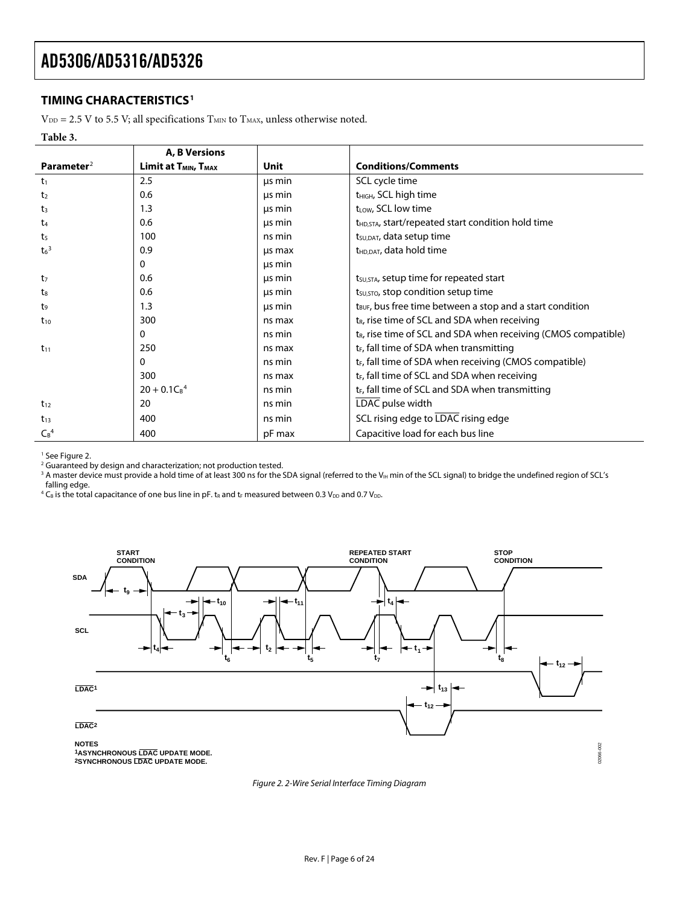## TIMING CHARACTERISTICS[1]

$V_{DD}$ = 2.5 V to 5.5 V; all specifications $T_{MIN}$ to $T_{MAX}$, unless otherwise noted.

**Table 3.**

| Parameter[2] | A, B Versions Limit at $T_{MIN}$, $T_{MAX}$ | Unit | Conditions/Comments |
|---|---|---|---|
| $t_1$ | 2.5 | µs min | SCL cycle time |
| $t_2$ | 0.6 | µs min | $t_{HIGH}$, SCL high time |
| $t_3$ | 1.3 | µs min | $t_{LOW}$, SCL low time |
| $t_4$ | 0.6 | µs min | $t_{HD,STA}$, start/repeated start condition hold time |
| $t_5$ | 100 | ns min | $t_{SU,DAT}$, data setup time |
| $t_6$[3] | 0.9 | µs max | $t_{HD,DAT}$, data hold time |
| | 0 | µs min | |
| $t_7$ | 0.6 | µs min | $t_{SU,STA}$, setup time for repeated start |
| $t_8$ | 0.6 | µs min | $t_{SU,STO}$, stop condition setup time |
| $t_9$ | 1.3 | µs min | $t_{BUF}$, bus free time between a stop and a start condition |
| $t_{10}$ | 300 | ns max | $t_R$, rise time of SCL and SDA when receiving |
| | 0 | ns min | $t_R$, rise time of SCL and SDA when receiving (CMOS compatible) |
| $t_{11}$ | 250 | ns max | $t_F$, fall time of SDA when transmitting |
| | 0 | ns min | $t_F$, fall time of SDA when receiving (CMOS compatible) |
| | 300 | ns max | $t_F$, fall time of SCL and SDA when receiving |
| | $20 + 0.1C_B$[4] | ns min | $t_F$, fall time of SCL and SDA when transmitting |
| $t_{12}$ | 20 | ns min | $\overline{LDAC}$ pulse width |
| $t_{13}$ | 400 | ns min | SCL rising edge to $\overline{LDAC}$ rising edge |
| $C_B$[4] | 400 | pF max | Capacitive load for each bus line |

[1] See Figure 2.
[2] Guaranteed by design and characterization; not production tested.
[3] A master device must provide a hold time of at least 300 ns for the SDA signal (referred to the $V_{IH}$ min of the SCL signal) to bridge the undefined region of SCL's falling edge.
[4] $C_B$ is the total capacitance of one bus line in pF. $t_R$ and $t_F$ measured between 0.3 $V_{DD}$ and 0.7 $V_{DD}$.

Figure 2. 2-Wire Serial Interface Timing Diagram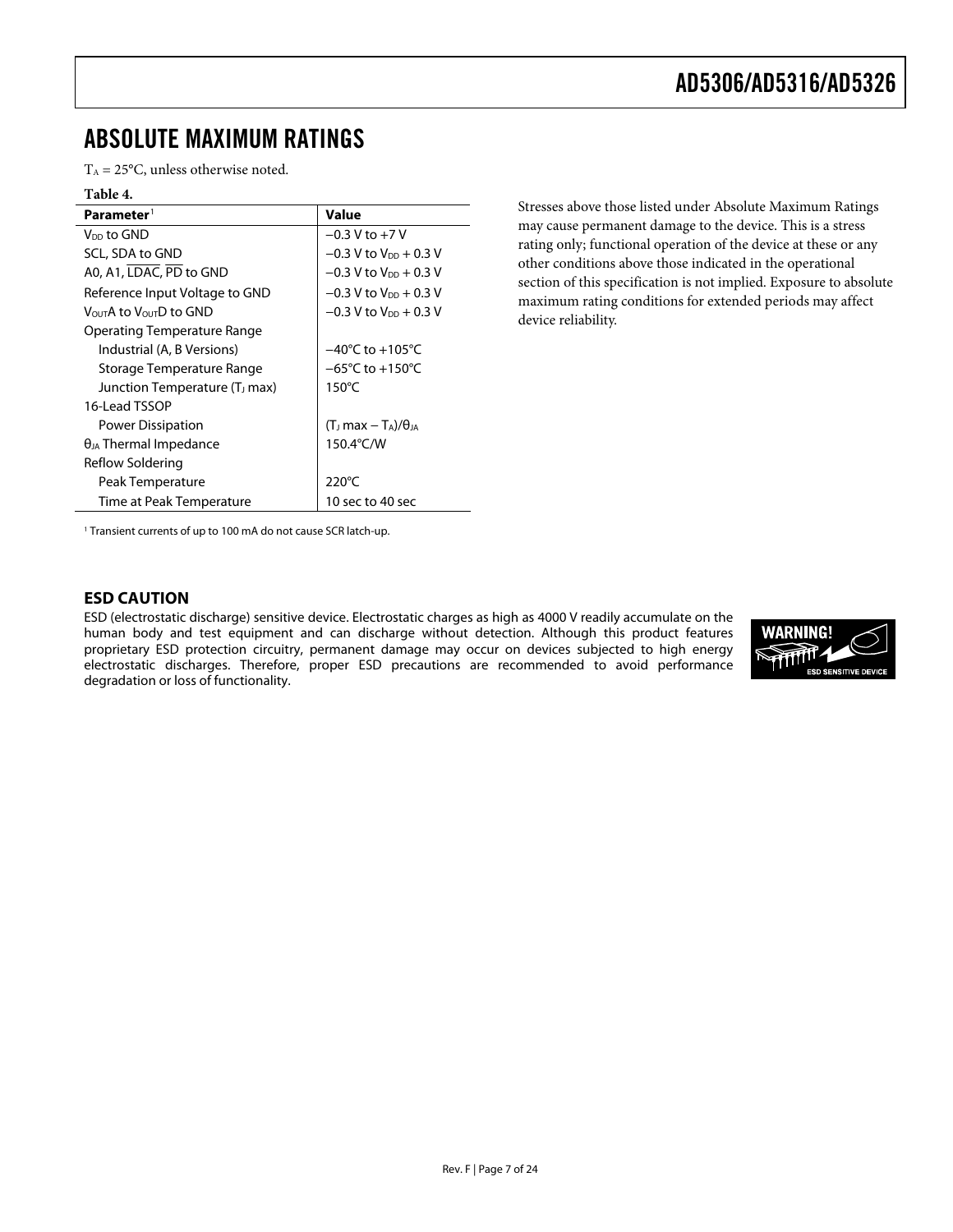# ABSOLUTE MAXIMUM RATINGS

$T_A$ = 25°C, unless otherwise noted.

**Table 4.**

| Parameter[1] | Value |
|---|---|
| $V_{DD}$ to GND | −0.3 V to +7 V |
| SCL, SDA to GND | −0.3 V to $V_{DD}$ + 0.3 V |
| A0, A1, $\overline{LDAC}$, $\overline{PD}$ to GND | −0.3 V to $V_{DD}$ + 0.3 V |
| Reference Input Voltage to GND | −0.3 V to $V_{DD}$ + 0.3 V |
| $V_{OUT}$A to $V_{OUT}$D to GND | −0.3 V to $V_{DD}$ + 0.3 V |
| Operating Temperature Range | |
| Industrial (A, B Versions) | −40°C to +105°C |
| Storage Temperature Range | −65°C to +150°C |
| Junction Temperature ($T_J$ max) | 150°C |
| 16-Lead TSSOP | |
| Power Dissipation | $(T_J \text{ max} - T_A)/\theta_{JA}$ |
| $\theta_{JA}$ Thermal Impedance | 150.4°C/W |
| Reflow Soldering | |
| Peak Temperature | 220°C |
| Time at Peak Temperature | 10 sec to 40 sec |

[1] Transient currents of up to 100 mA do not cause SCR latch-up.

Stresses above those listed under Absolute Maximum Ratings may cause permanent damage to the device. This is a stress rating only; functional operation of the device at these or any other conditions above those indicated in the operational section of this specification is not implied. Exposure to absolute maximum rating conditions for extended periods may affect device reliability.

### ESD CAUTION

ESD (electrostatic discharge) sensitive device. Electrostatic charges as high as 4000 V readily accumulate on the human body and test equipment and can discharge without detection. Although this product features proprietary ESD protection circuitry, permanent damage may occur on devices subjected to high energy electrostatic discharges. Therefore, proper ESD precautions are recommended to avoid performance degradation or loss of functionality.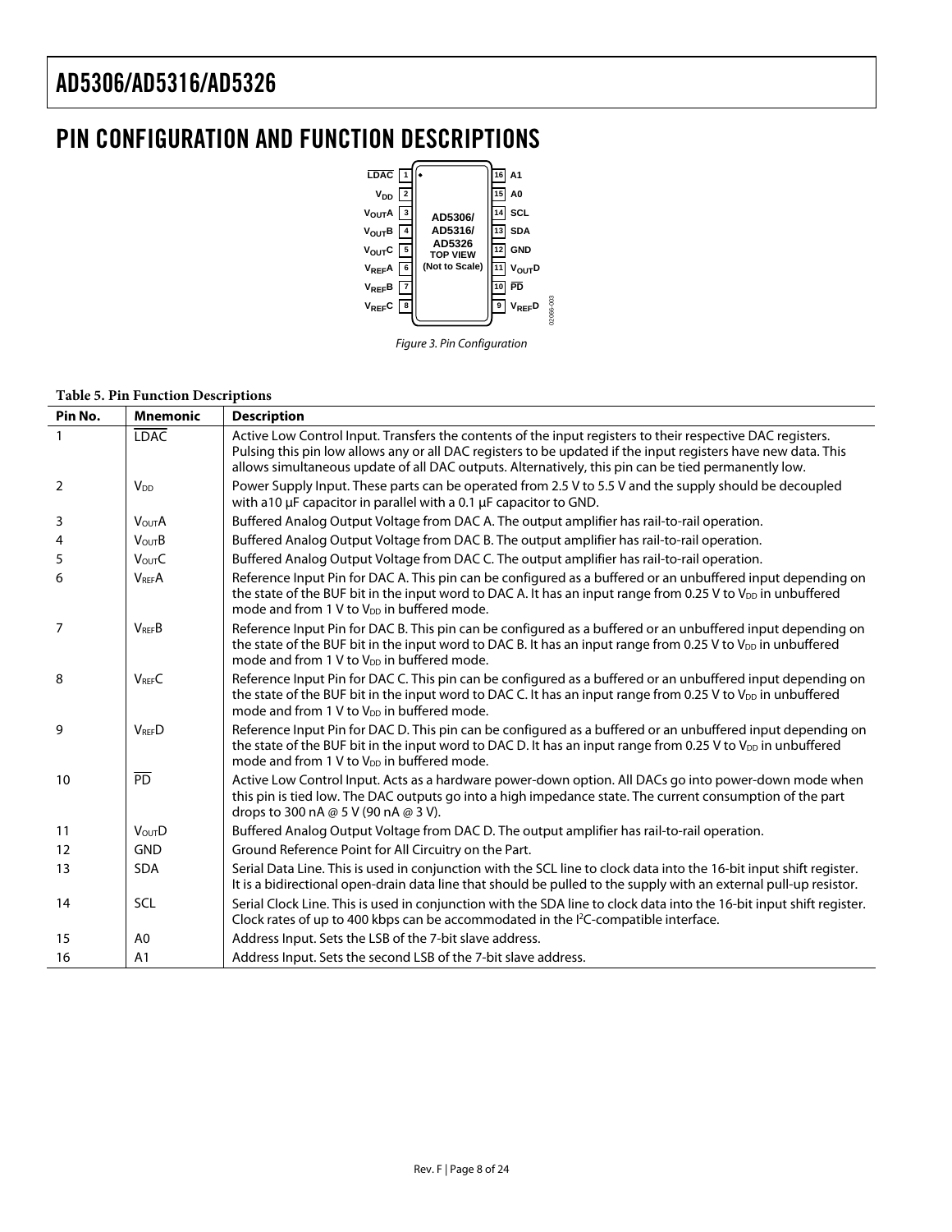# PIN CONFIGURATION AND FUNCTION DESCRIPTIONS

Figure 3. Pin Configuration

**Table 5. Pin Function Descriptions**

| Pin No. | Mnemonic | Description |
|---|---|---|
| 1 | $\overline{LDAC}$ | Active Low Control Input. Transfers the contents of the input registers to their respective DAC registers. Pulsing this pin low allows any or all DAC registers to be updated if the input registers have new data. This allows simultaneous update of all DAC outputs. Alternatively, this pin can be tied permanently low. |
| 2 | $V_{DD}$ | Power Supply Input. These parts can be operated from 2.5 V to 5.5 V and the supply should be decoupled with a10 µF capacitor in parallel with a 0.1 µF capacitor to GND. |
| 3 | $V_{OUT}A$ | Buffered Analog Output Voltage from DAC A. The output amplifier has rail-to-rail operation. |
| 4 | $V_{OUT}B$ | Buffered Analog Output Voltage from DAC B. The output amplifier has rail-to-rail operation. |
| 5 | $V_{OUT}C$ | Buffered Analog Output Voltage from DAC C. The output amplifier has rail-to-rail operation. |
| 6 | $V_{REF}A$ | Reference Input Pin for DAC A. This pin can be configured as a buffered or an unbuffered input depending on the state of the BUF bit in the input word to DAC A. It has an input range from 0.25 V to $V_{DD}$ in unbuffered mode and from 1 V to $V_{DD}$ in buffered mode. |
| 7 | $V_{REF}B$ | Reference Input Pin for DAC B. This pin can be configured as a buffered or an unbuffered input depending on the state of the BUF bit in the input word to DAC B. It has an input range from 0.25 V to $V_{DD}$ in unbuffered mode and from 1 V to $V_{DD}$ in buffered mode. |
| 8 | $V_{REF}C$ | Reference Input Pin for DAC C. This pin can be configured as a buffered or an unbuffered input depending on the state of the BUF bit in the input word to DAC C. It has an input range from 0.25 V to $V_{DD}$ in unbuffered mode and from 1 V to $V_{DD}$ in buffered mode. |
| 9 | $V_{REF}D$ | Reference Input Pin for DAC D. This pin can be configured as a buffered or an unbuffered input depending on the state of the BUF bit in the input word to DAC D. It has an input range from 0.25 V to $V_{DD}$ in unbuffered mode and from 1 V to $V_{DD}$ in buffered mode. |
| 10 | $\overline{PD}$ | Active Low Control Input. Acts as a hardware power-down option. All DACs go into power-down mode when this pin is tied low. The DAC outputs go into a high impedance state. The current consumption of the part drops to 300 nA @ 5 V (90 nA @ 3 V). |
| 11 | $V_{OUT}D$ | Buffered Analog Output Voltage from DAC D. The output amplifier has rail-to-rail operation. |
| 12 | GND | Ground Reference Point for All Circuitry on the Part. |
| 13 | SDA | Serial Data Line. This is used in conjunction with the SCL line to clock data into the 16-bit input shift register. It is a bidirectional open-drain data line that should be pulled to the supply with an external pull-up resistor. |
| 14 | SCL | Serial Clock Line. This is used in conjunction with the SDA line to clock data into the 16-bit input shift register. Clock rates of up to 400 kbps can be accommodated in the $I^2C$-compatible interface. |
| 15 | A0 | Address Input. Sets the LSB of the 7-bit slave address. |
| 16 | A1 | Address Input. Sets the second LSB of the 7-bit slave address. |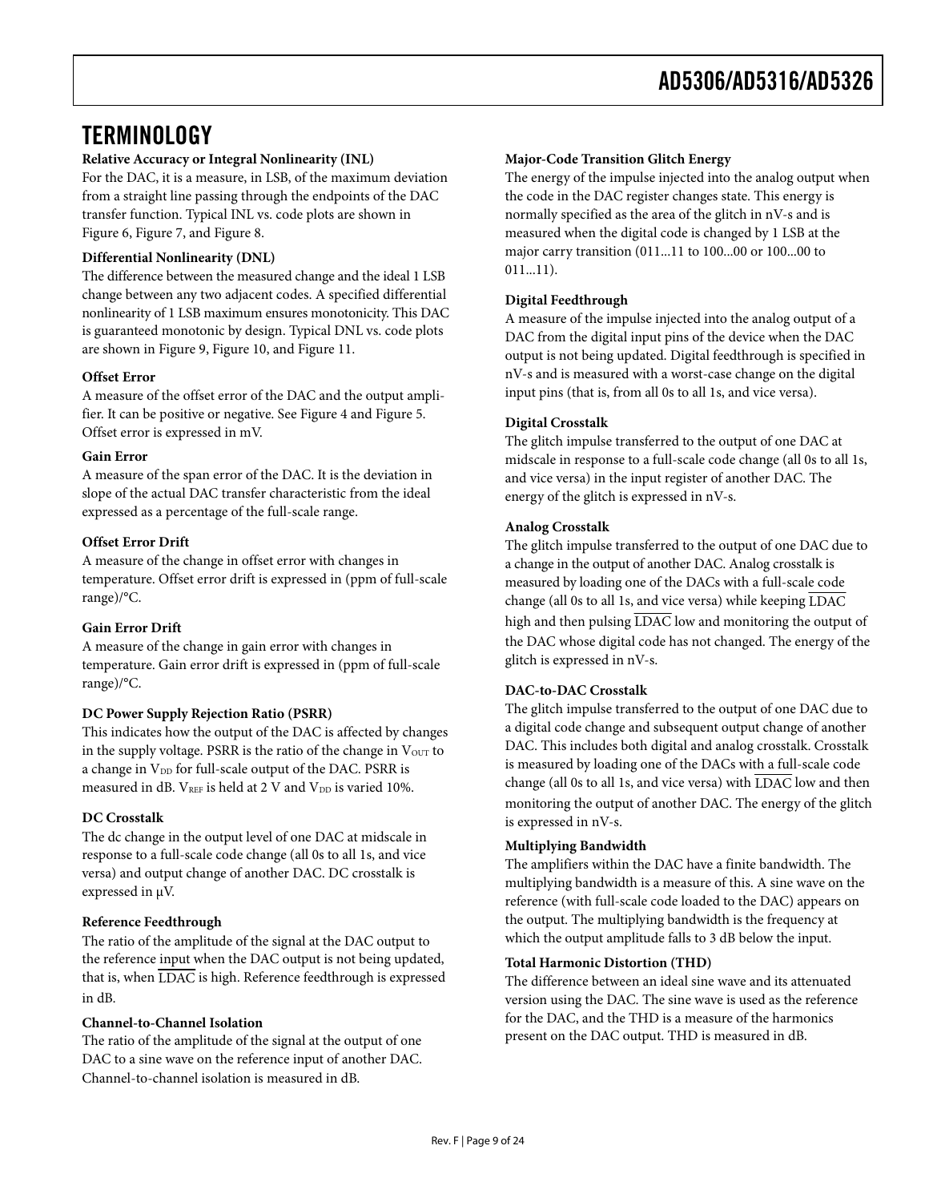## TERMINOLOGY

**Relative Accuracy or Integral Nonlinearity (INL)**

For the DAC, it is a measure, in LSB, of the maximum deviation from a straight line passing through the endpoints of the DAC transfer function. Typical INL vs. code plots are shown in Figure 6, Figure 7, and Figure 8.

**Differential Nonlinearity (DNL)**

The difference between the measured change and the ideal 1 LSB change between any two adjacent codes. A specified differential nonlinearity of 1 LSB maximum ensures monotonicity. This DAC is guaranteed monotonic by design. Typical DNL vs. code plots are shown in Figure 9, Figure 10, and Figure 11.

**Offset Error**

A measure of the offset error of the DAC and the output amplifier. It can be positive or negative. See Figure 4 and Figure 5. Offset error is expressed in mV.

**Gain Error**

A measure of the span error of the DAC. It is the deviation in slope of the actual DAC transfer characteristic from the ideal expressed as a percentage of the full-scale range.

**Offset Error Drift**

A measure of the change in offset error with changes in temperature. Offset error drift is expressed in (ppm of full-scale range)/°C.

**Gain Error Drift**

A measure of the change in gain error with changes in temperature. Gain error drift is expressed in (ppm of full-scale range)/°C.

**DC Power Supply Rejection Ratio (PSRR)**

This indicates how the output of the DAC is affected by changes in the supply voltage. PSRR is the ratio of the change in $V_{OUT}$ to a change in $V_{DD}$ for full-scale output of the DAC. PSRR is measured in dB. $V_{REF}$ is held at 2 V and $V_{DD}$ is varied 10%.

**DC Crosstalk**

The dc change in the output level of one DAC at midscale in response to a full-scale code change (all 0s to all 1s, and vice versa) and output change of another DAC. DC crosstalk is expressed in μV.

**Reference Feedthrough**

The ratio of the amplitude of the signal at the DAC output to the reference input when the DAC output is not being updated, that is, when $\overline{\text{LDAC}}$ is high. Reference feedthrough is expressed in dB.

**Channel-to-Channel Isolation**

The ratio of the amplitude of the signal at the output of one DAC to a sine wave on the reference input of another DAC. Channel-to-channel isolation is measured in dB.

**Major-Code Transition Glitch Energy**

The energy of the impulse injected into the analog output when the code in the DAC register changes state. This energy is normally specified as the area of the glitch in nV-s and is measured when the digital code is changed by 1 LSB at the major carry transition (011...11 to 100...00 or 100...00 to 011...11).

**Digital Feedthrough**

A measure of the impulse injected into the analog output of a DAC from the digital input pins of the device when the DAC output is not being updated. Digital feedthrough is specified in nV-s and is measured with a worst-case change on the digital input pins (that is, from all 0s to all 1s, and vice versa).

**Digital Crosstalk**

The glitch impulse transferred to the output of one DAC at midscale in response to a full-scale code change (all 0s to all 1s, and vice versa) in the input register of another DAC. The energy of the glitch is expressed in nV-s.

**Analog Crosstalk**

The glitch impulse transferred to the output of one DAC due to a change in the output of another DAC. Analog crosstalk is measured by loading one of the DACs with a full-scale code change (all 0s to all 1s, and vice versa) while keeping $\overline{\text{LDAC}}$ high and then pulsing $\overline{\text{LDAC}}$ low and monitoring the output of the DAC whose digital code has not changed. The energy of the glitch is expressed in nV-s.

**DAC-to-DAC Crosstalk**

The glitch impulse transferred to the output of one DAC due to a digital code change and subsequent output change of another DAC. This includes both digital and analog crosstalk. Crosstalk is measured by loading one of the DACs with a full-scale code change (all 0s to all 1s, and vice versa) with $\overline{\text{LDAC}}$ low and then monitoring the output of another DAC. The energy of the glitch is expressed in nV-s.

**Multiplying Bandwidth**

The amplifiers within the DAC have a finite bandwidth. The multiplying bandwidth is a measure of this. A sine wave on the reference (with full-scale code loaded to the DAC) appears on the output. The multiplying bandwidth is the frequency at which the output amplitude falls to 3 dB below the input.

**Total Harmonic Distortion (THD)**

The difference between an ideal sine wave and its attenuated version using the DAC. The sine wave is used as the reference for the DAC, and the THD is a measure of the harmonics present on the DAC output. THD is measured in dB.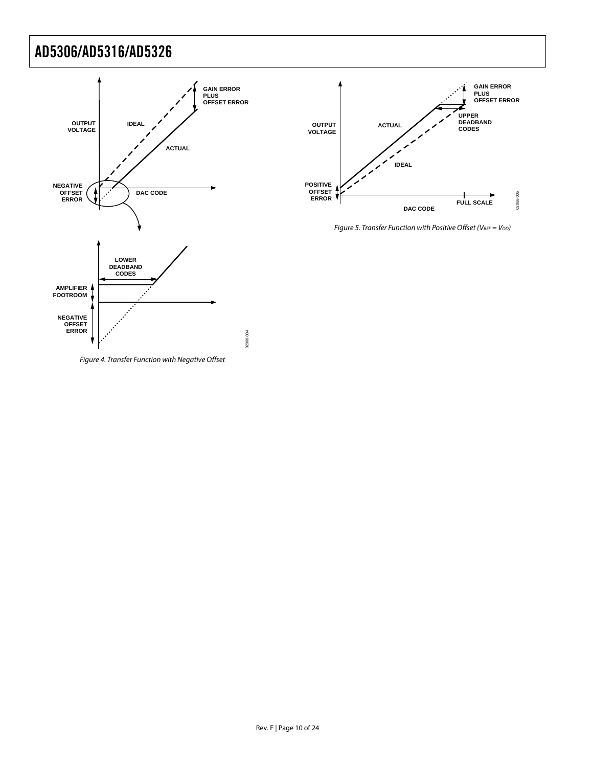Figure 4. Transfer Function with Negative Offset

Figure 5. Transfer Function with Positive Offset ($V_{REF} = V_{DD}$)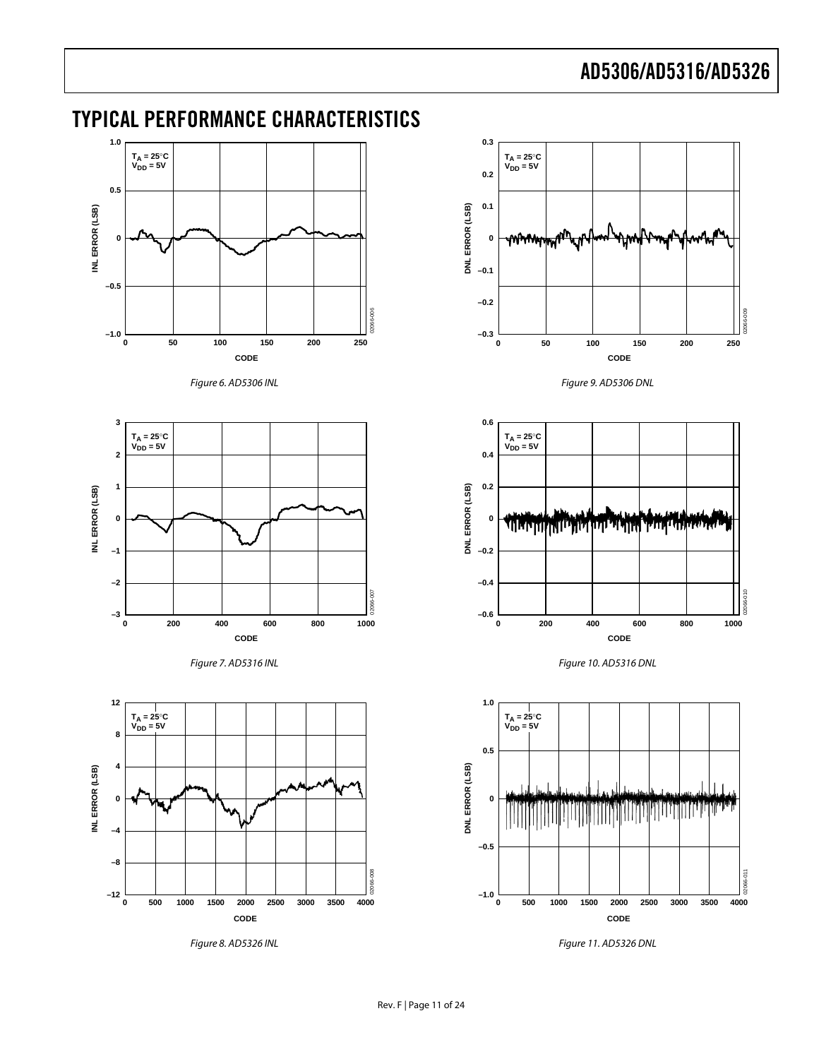## TYPICAL PERFORMANCE CHARACTERISTICS

Figure 6. AD5306 INL

Figure 7. AD5316 INL

Figure 8. AD5326 INL

Figure 9. AD5306 DNL

Figure 10. AD5316 DNL

Figure 11. AD5326 DNL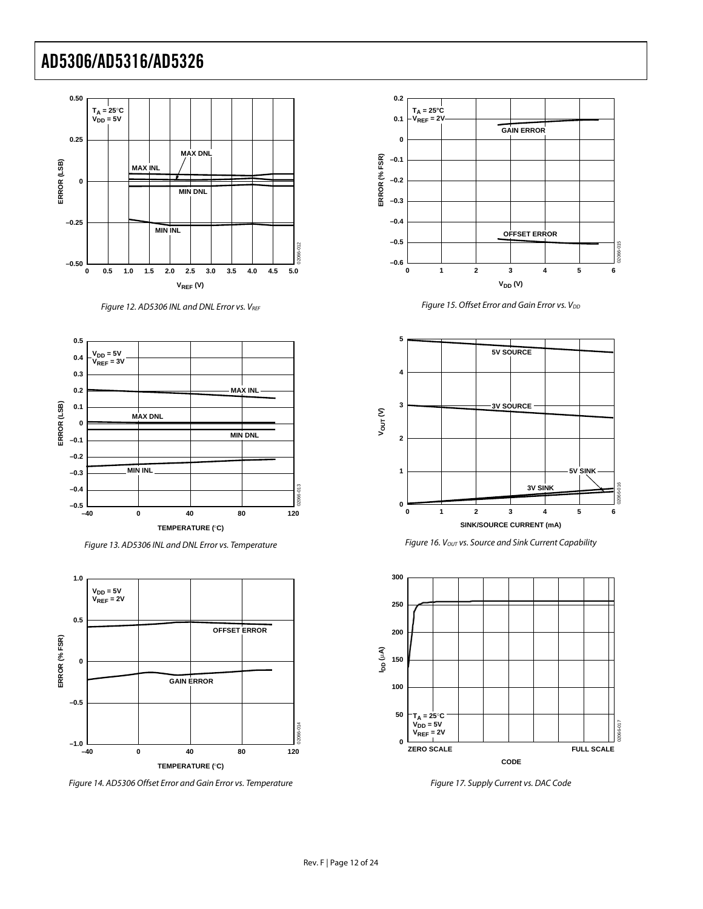Figure 12. AD5306 INL and DNL Error vs. $V_{REF}$

Figure 13. AD5306 INL and DNL Error vs. Temperature

Figure 14. AD5306 Offset Error and Gain Error vs. Temperature

Figure 15. Offset Error and Gain Error vs. $V_{DD}$

Figure 16. $V_{OUT}$ vs. Source and Sink Current Capability

Figure 17. Supply Current vs. DAC Code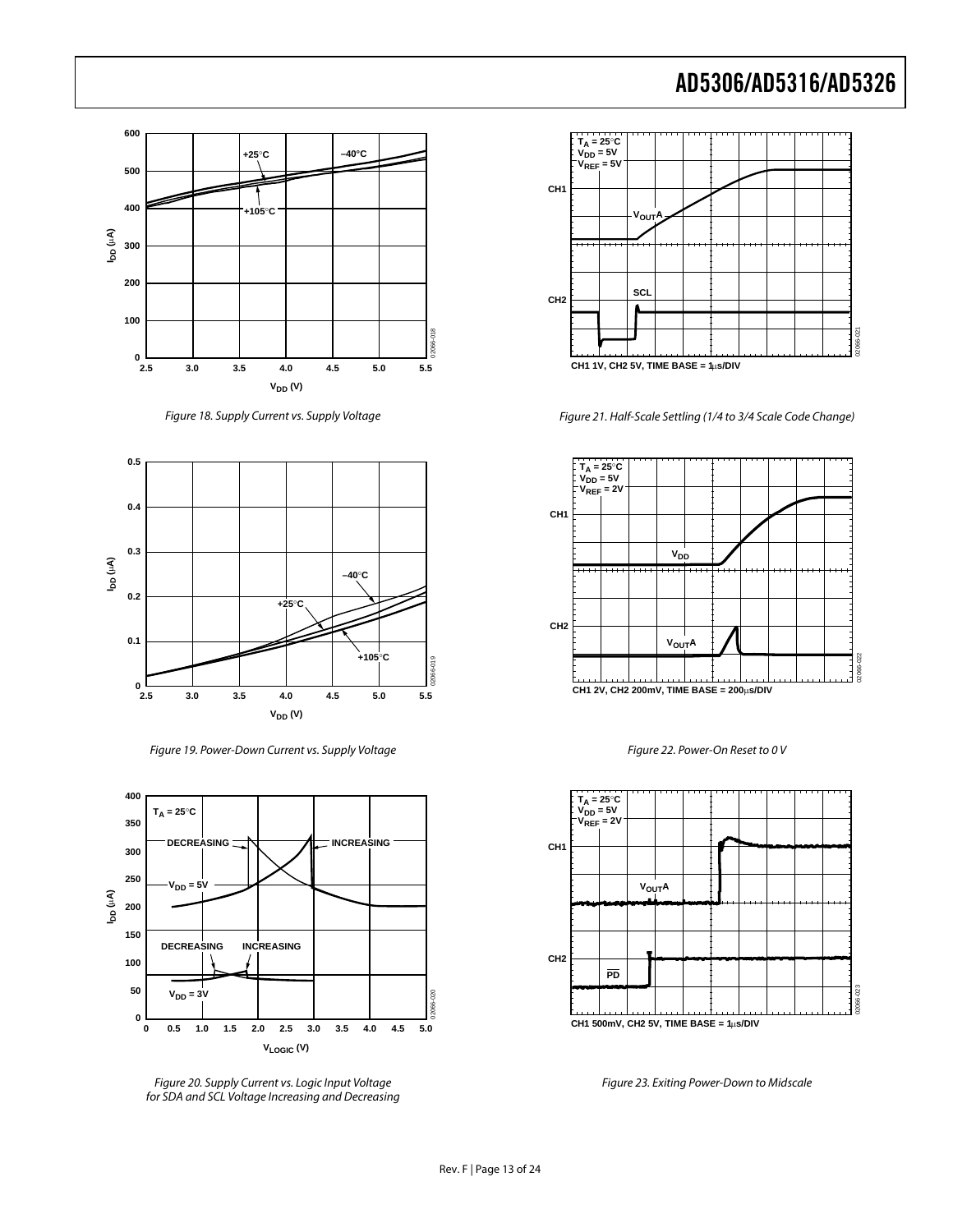Figure 18. Supply Current vs. Supply Voltage

Figure 19. Power-Down Current vs. Supply Voltage

Figure 20. Supply Current vs. Logic Input Voltage for SDA and SCL Voltage Increasing and Decreasing

Figure 21. Half-Scale Settling (1/4 to 3/4 Scale Code Change)

Figure 22. Power-On Reset to 0 V

Figure 23. Exiting Power-Down to Midscale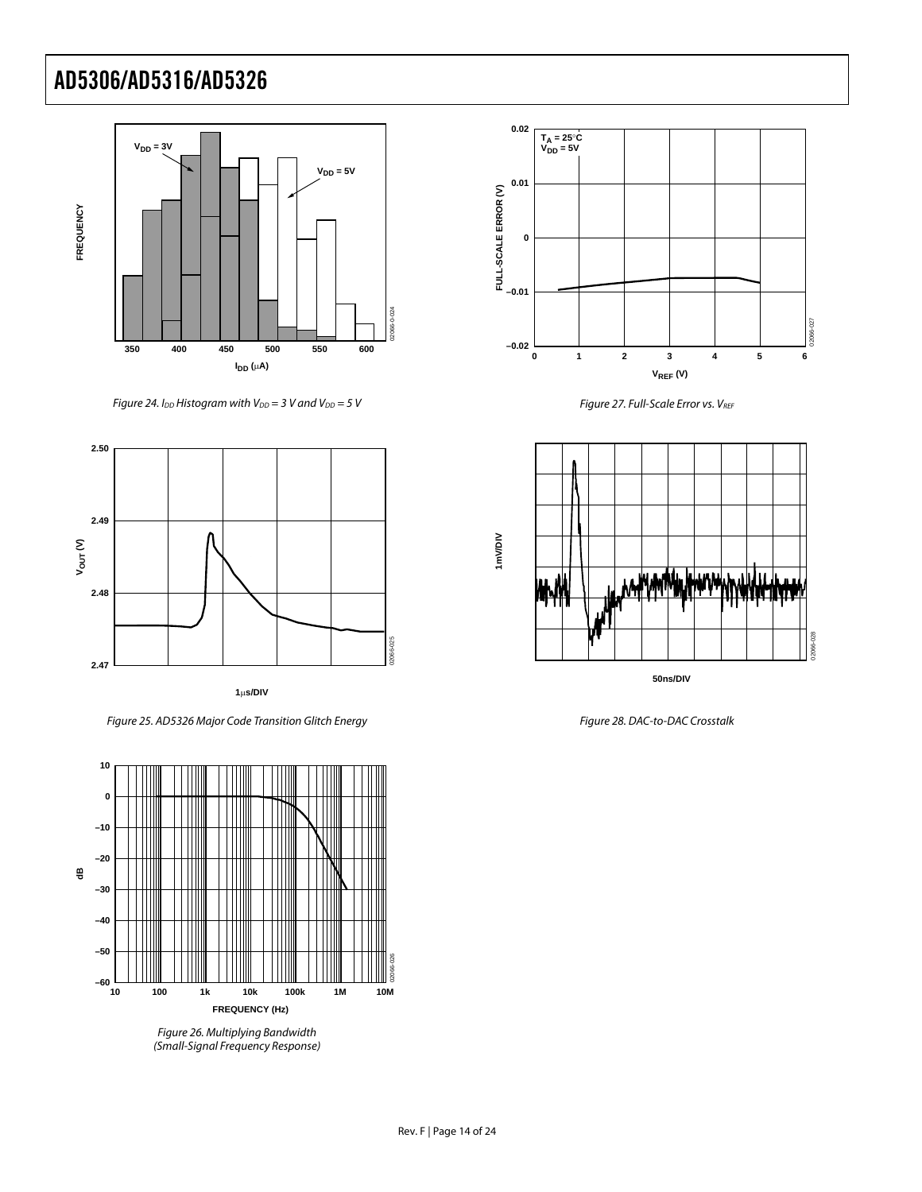Figure 24. $I_{DD}$ Histogram with $V_{DD}$ = 3 V and $V_{DD}$ = 5 V

Figure 25. AD5326 Major Code Transition Glitch Energy

Figure 26. Multiplying Bandwidth (Small-Signal Frequency Response)

Figure 27. Full-Scale Error vs. $V_{REF}$

Figure 28. DAC-to-DAC Crosstalk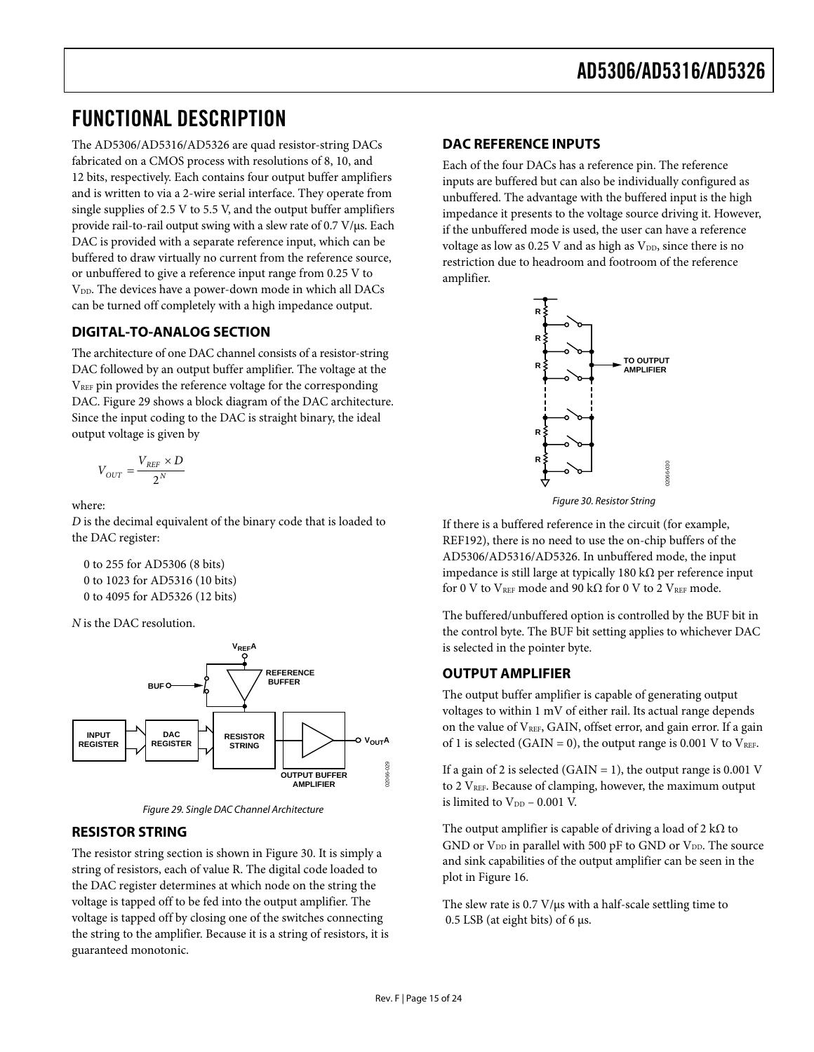# FUNCTIONAL DESCRIPTION

The AD5306/AD5316/AD5326 are quad resistor-string DACs fabricated on a CMOS process with resolutions of 8, 10, and 12 bits, respectively. Each contains four output buffer amplifiers and is written to via a 2-wire serial interface. They operate from single supplies of 2.5 V to 5.5 V, and the output buffer amplifiers provide rail-to-rail output swing with a slew rate of 0.7 V/μs. Each DAC is provided with a separate reference input, which can be buffered to draw virtually no current from the reference source, or unbuffered to give a reference input range from 0.25 V to $V_{DD}$. The devices have a power-down mode in which all DACs can be turned off completely with a high impedance output.

## DIGITAL-TO-ANALOG SECTION

The architecture of one DAC channel consists of a resistor-string DAC followed by an output buffer amplifier. The voltage at the $V_{REF}$ pin provides the reference voltage for the corresponding DAC. Figure 29 shows a block diagram of the DAC architecture. Since the input coding to the DAC is straight binary, the ideal output voltage is given by

$$V_{OUT} = \frac{V_{REF} \times D}{2^N}$$

where:

*D* is the decimal equivalent of the binary code that is loaded to the DAC register:

0 to 255 for AD5306 (8 bits)
0 to 1023 for AD5316 (10 bits)
0 to 4095 for AD5326 (12 bits)

*N* is the DAC resolution.

Figure 29. Single DAC Channel Architecture

## RESISTOR STRING

The resistor string section is shown in Figure 30. It is simply a string of resistors, each of value R. The digital code loaded to the DAC register determines at which node on the string the voltage is tapped off to be fed into the output amplifier. The voltage is tapped off by closing one of the switches connecting the string to the amplifier. Because it is a string of resistors, it is guaranteed monotonic.

## DAC REFERENCE INPUTS

Each of the four DACs has a reference pin. The reference inputs are buffered but can also be individually configured as unbuffered. The advantage with the buffered input is the high impedance it presents to the voltage source driving it. However, if the unbuffered mode is used, the user can have a reference voltage as low as 0.25 V and as high as $V_{DD}$, since there is no restriction due to headroom and footroom of the reference amplifier.

Figure 30. Resistor String

If there is a buffered reference in the circuit (for example, REF192), there is no need to use the on-chip buffers of the AD5306/AD5316/AD5326. In unbuffered mode, the input impedance is still large at typically 180 kΩ per reference input for 0 V to $V_{REF}$ mode and 90 kΩ for 0 V to 2 $V_{REF}$ mode.

The buffered/unbuffered option is controlled by the BUF bit in the control byte. The BUF bit setting applies to whichever DAC is selected in the pointer byte.

## OUTPUT AMPLIFIER

The output buffer amplifier is capable of generating output voltages to within 1 mV of either rail. Its actual range depends on the value of $V_{REF}$, GAIN, offset error, and gain error. If a gain of 1 is selected (GAIN = 0), the output range is 0.001 V to $V_{REF}$.

If a gain of 2 is selected (GAIN = 1), the output range is 0.001 V to 2 $V_{REF}$. Because of clamping, however, the maximum output is limited to $V_{DD}$ − 0.001 V.

The output amplifier is capable of driving a load of 2 kΩ to GND or $V_{DD}$ in parallel with 500 pF to GND or $V_{DD}$. The source and sink capabilities of the output amplifier can be seen in the plot in Figure 16.

The slew rate is 0.7 V/μs with a half-scale settling time to 0.5 LSB (at eight bits) of 6 μs.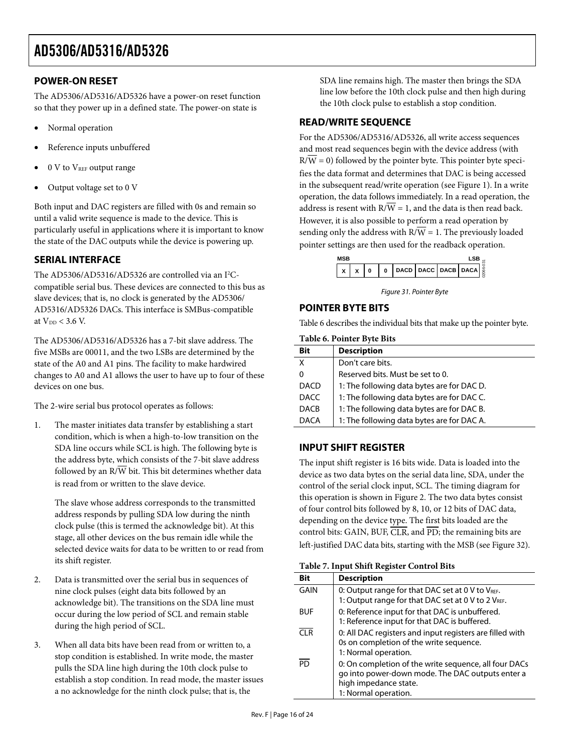## POWER-ON RESET

The AD5306/AD5316/AD5326 have a power-on reset function so that they power up in a defined state. The power-on state is

- Normal operation
- Reference inputs unbuffered
- 0 V to $V_{REF}$ output range
- Output voltage set to 0 V

Both input and DAC registers are filled with 0s and remain so until a valid write sequence is made to the device. This is particularly useful in applications where it is important to know the state of the DAC outputs while the device is powering up.

## SERIAL INTERFACE

The AD5306/AD5316/AD5326 are controlled via an I²C-compatible serial bus. These devices are connected to this bus as slave devices; that is, no clock is generated by the AD5306/AD5316/AD5326 DACs. This interface is SMBus-compatible at $V_{DD}$ < 3.6 V.

The AD5306/AD5316/AD5326 has a 7-bit slave address. The five MSBs are 00011, and the two LSBs are determined by the state of the A0 and A1 pins. The facility to make hardwired changes to A0 and A1 allows the user to have up to four of these devices on one bus.

The 2-wire serial bus protocol operates as follows:

1. The master initiates data transfer by establishing a start condition, which is when a high-to-low transition on the SDA line occurs while SCL is high. The following byte is the address byte, which consists of the 7-bit slave address followed by an R/$\overline{W}$ bit. This bit determines whether data is read from or written to the slave device.

   The slave whose address corresponds to the transmitted address responds by pulling SDA low during the ninth clock pulse (this is termed the acknowledge bit). At this stage, all other devices on the bus remain idle while the selected device waits for data to be written to or read from its shift register.

2. Data is transmitted over the serial bus in sequences of nine clock pulses (eight data bits followed by an acknowledge bit). The transitions on the SDA line must occur during the low period of SCL and remain stable during the high period of SCL.

3. When all data bits have been read from or written to, a stop condition is established. In write mode, the master pulls the SDA line high during the 10th clock pulse to establish a stop condition. In read mode, the master issues a no acknowledge for the ninth clock pulse; that is, the SDA line remains high. The master then brings the SDA line low before the 10th clock pulse and then high during the 10th clock pulse to establish a stop condition.

## READ/WRITE SEQUENCE

For the AD5306/AD5316/AD5326, all write access sequences and most read sequences begin with the device address (with R/$\overline{W}$ = 0) followed by the pointer byte. This pointer byte specifies the data format and determines that DAC is being accessed in the subsequent read/write operation (see Figure 1). In a write operation, the data follows immediately. In a read operation, the address is resent with R/$\overline{W}$ = 1, and the data is then read back. However, it is also possible to perform a read operation by sending only the address with R/$\overline{W}$ = 1. The previously loaded pointer settings are then used for the readback operation.

| MSB | | | | | | | LSB |
|---|---|---|---|---|---|---|---|
| X | X | 0 | 0 | DACD | DACC | DACB | DACA |

*Figure 31. Pointer Byte*

## POINTER BYTE BITS

Table 6 describes the individual bits that make up the pointer byte.

**Table 6. Pointer Byte Bits**

| Bit | Description |
|---|---|
| X | Don't care bits. |
| 0 | Reserved bits. Must be set to 0. |
| DACD | 1: The following data bytes are for DAC D. |
| DACC | 1: The following data bytes are for DAC C. |
| DACB | 1: The following data bytes are for DAC B. |
| DACA | 1: The following data bytes are for DAC A. |

## INPUT SHIFT REGISTER

The input shift register is 16 bits wide. Data is loaded into the device as two data bytes on the serial data line, SDA, under the control of the serial clock input, SCL. The timing diagram for this operation is shown in Figure 2. The two data bytes consist of four control bits followed by 8, 10, or 12 bits of DAC data, depending on the device type. The first bits loaded are the control bits: GAIN, BUF, $\overline{CLR}$, and $\overline{PD}$; the remaining bits are left-justified DAC data bits, starting with the MSB (see Figure 32).

**Table 7. Input Shift Register Control Bits**

| Bit | Description |
|---|---|
| GAIN | 0: Output range for that DAC set at 0 V to $V_{REF}$.<br>1: Output range for that DAC set at 0 V to 2 $V_{REF}$. |
| BUF | 0: Reference input for that DAC is unbuffered.<br>1: Reference input for that DAC is buffered. |
| $\overline{CLR}$ | 0: All DAC registers and input registers are filled with 0s on completion of the write sequence.<br>1: Normal operation. |
| $\overline{PD}$ | 0: On completion of the write sequence, all four DACs go into power-down mode. The DAC outputs enter a high impedance state.<br>1: Normal operation. |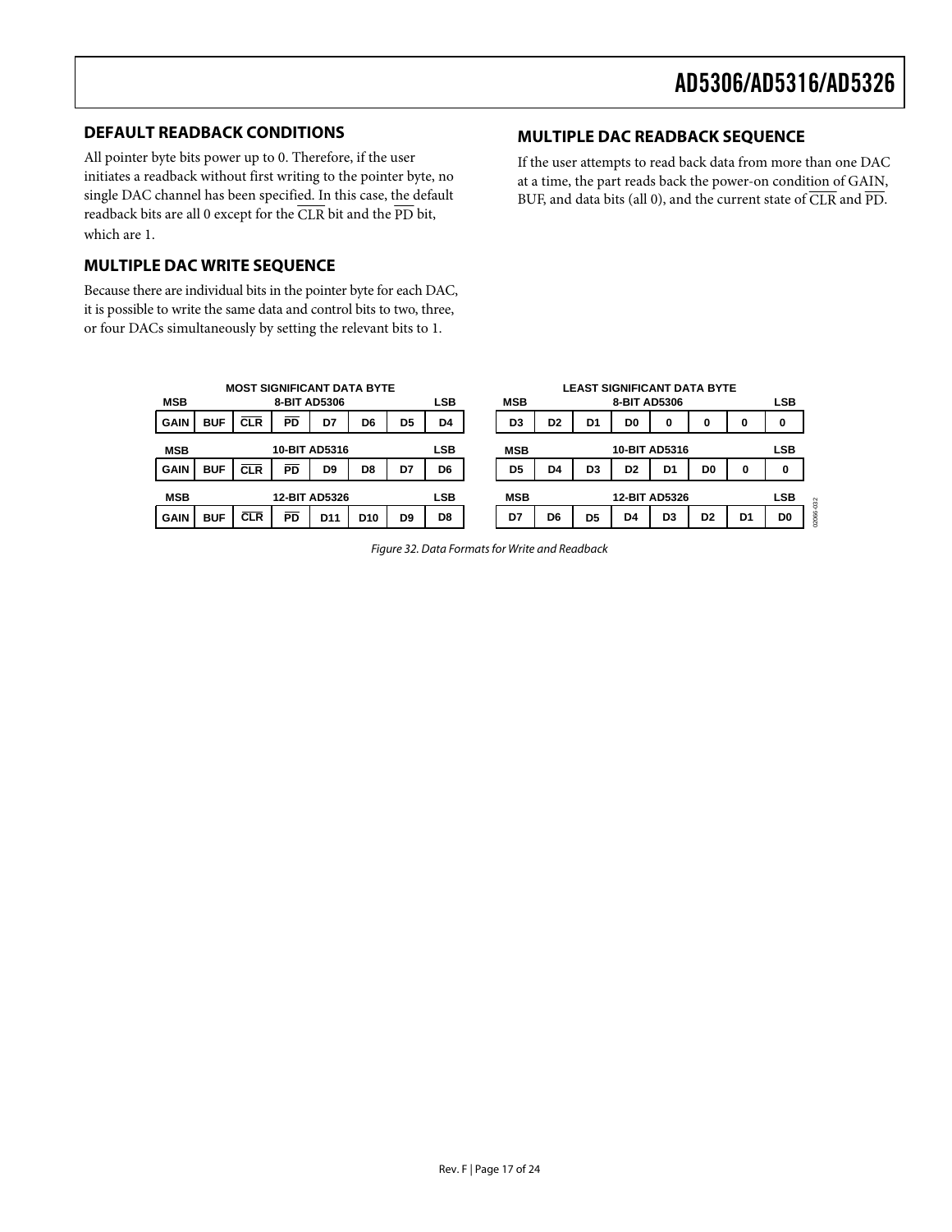## DEFAULT READBACK CONDITIONS

All pointer byte bits power up to 0. Therefore, if the user initiates a readback without first writing to the pointer byte, no single DAC channel has been specified. In this case, the default readback bits are all 0 except for the $\overline{\text{CLR}}$ bit and the $\overline{\text{PD}}$ bit, which are 1.

## MULTIPLE DAC WRITE SEQUENCE

Because there are individual bits in the pointer byte for each DAC, it is possible to write the same data and control bits to two, three, or four DACs simultaneously by setting the relevant bits to 1.

## MULTIPLE DAC READBACK SEQUENCE

If the user attempts to read back data from more than one DAC at a time, the part reads back the power-on condition of GAIN, BUF, and data bits (all 0), and the current state of $\overline{\text{CLR}}$ and $\overline{\text{PD}}$.

**MOST SIGNIFICANT DATA BYTE**

| Device | MSB | | | | | | | LSB |
|---|---|---|---|---|---|---|---|---|
| 8-BIT AD5306 | GAIN | BUF | $\overline{\text{CLR}}$ | $\overline{\text{PD}}$ | D7 | D6 | D5 | D4 |
| 10-BIT AD5316 | GAIN | BUF | $\overline{\text{CLR}}$ | $\overline{\text{PD}}$ | D9 | D8 | D7 | D6 |
| 12-BIT AD5326 | GAIN | BUF | $\overline{\text{CLR}}$ | $\overline{\text{PD}}$ | D11 | D10 | D9 | D8 |

**LEAST SIGNIFICANT DATA BYTE**

| Device | MSB | | | | | | | LSB |
|---|---|---|---|---|---|---|---|---|
| 8-BIT AD5306 | D3 | D2 | D1 | D0 | 0 | 0 | 0 | 0 |
| 10-BIT AD5316 | D5 | D4 | D3 | D2 | D1 | D0 | 0 | 0 |
| 12-BIT AD5326 | D7 | D6 | D5 | D4 | D3 | D2 | D1 | D0 |

*Figure 32. Data Formats for Write and Readback*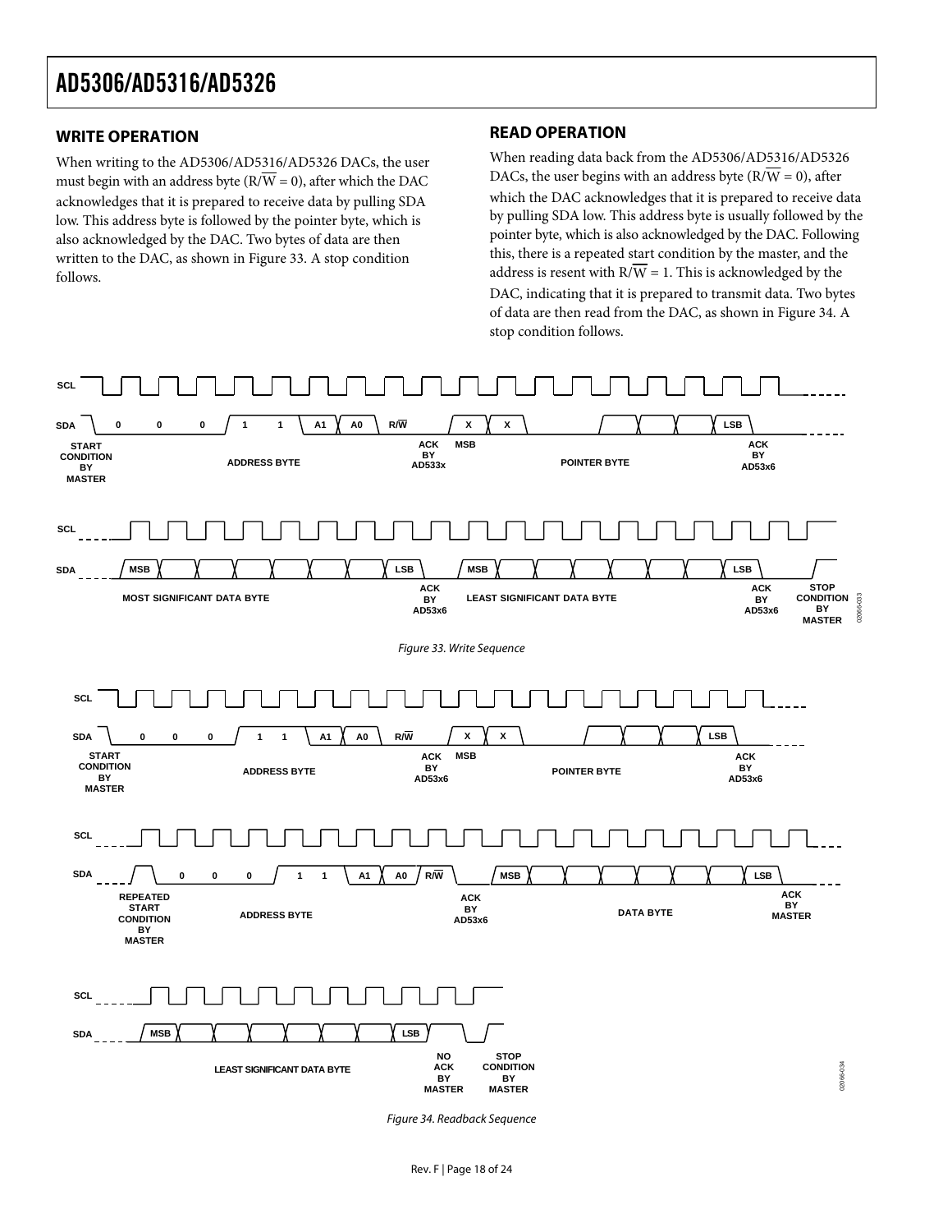## WRITE OPERATION

When writing to the AD5306/AD5316/AD5326 DACs, the user must begin with an address byte (R/$\overline{W}$ = 0), after which the DAC acknowledges that it is prepared to receive data by pulling SDA low. This address byte is followed by the pointer byte, which is also acknowledged by the DAC. Two bytes of data are then written to the DAC, as shown in Figure 33. A stop condition follows.

## READ OPERATION

When reading data back from the AD5306/AD5316/AD5326 DACs, the user begins with an address byte (R/$\overline{W}$ = 0), after which the DAC acknowledges that it is prepared to receive data by pulling SDA low. This address byte is usually followed by the pointer byte, which is also acknowledged by the DAC. Following this, there is a repeated start condition by the master, and the address is resent with R/$\overline{W}$ = 1. This is acknowledged by the DAC, indicating that it is prepared to transmit data. Two bytes of data are then read from the DAC, as shown in Figure 34. A stop condition follows.

Figure 33. Write Sequence

Figure 34. Readback Sequence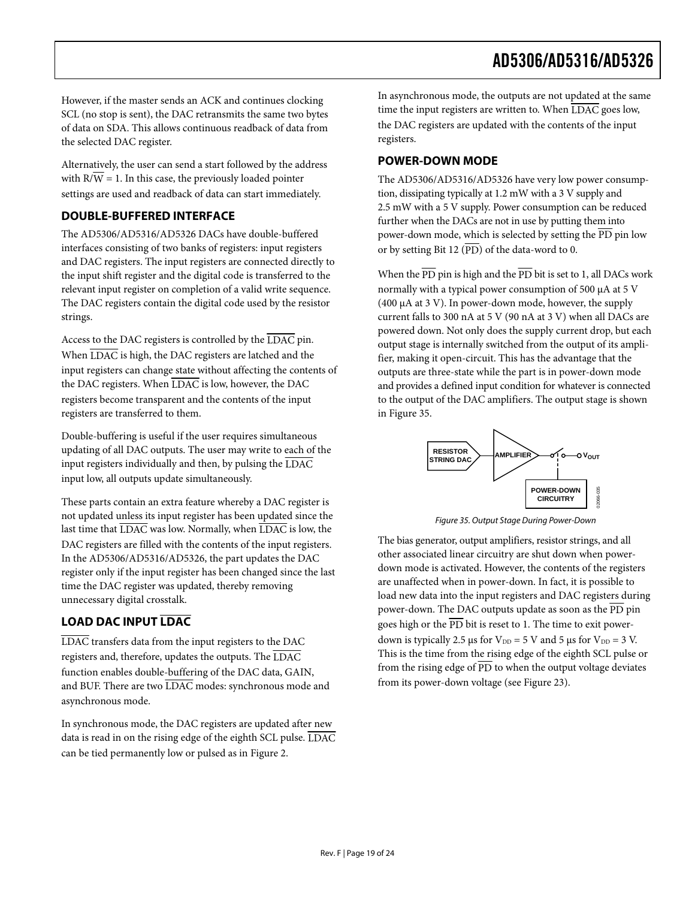However, if the master sends an ACK and continues clocking SCL (no stop is sent), the DAC retransmits the same two bytes of data on SDA. This allows continuous readback of data from the selected DAC register.

Alternatively, the user can send a start followed by the address with R/$\overline{\text{W}}$ = 1. In this case, the previously loaded pointer settings are used and readback of data can start immediately.

## DOUBLE-BUFFERED INTERFACE

The AD5306/AD5316/AD5326 DACs have double-buffered interfaces consisting of two banks of registers: input registers and DAC registers. The input registers are connected directly to the input shift register and the digital code is transferred to the relevant input register on completion of a valid write sequence. The DAC registers contain the digital code used by the resistor strings.

Access to the DAC registers is controlled by the $\overline{\text{LDAC}}$ pin. When $\overline{\text{LDAC}}$ is high, the DAC registers are latched and the input registers can change state without affecting the contents of the DAC registers. When $\overline{\text{LDAC}}$ is low, however, the DAC registers become transparent and the contents of the input registers are transferred to them.

Double-buffering is useful if the user requires simultaneous updating of all DAC outputs. The user may write to each of the input registers individually and then, by pulsing the $\overline{\text{LDAC}}$ input low, all outputs update simultaneously.

These parts contain an extra feature whereby a DAC register is not updated unless its input register has been updated since the last time that $\overline{\text{LDAC}}$ was low. Normally, when $\overline{\text{LDAC}}$ is low, the DAC registers are filled with the contents of the input registers. In the AD5306/AD5316/AD5326, the part updates the DAC register only if the input register has been changed since the last time the DAC register was updated, thereby removing unnecessary digital crosstalk.

## LOAD DAC INPUT $\overline{\text{LDAC}}$

$\overline{\text{LDAC}}$ transfers data from the input registers to the DAC registers and, therefore, updates the outputs. The $\overline{\text{LDAC}}$ function enables double-buffering of the DAC data, GAIN, and BUF. There are two $\overline{\text{LDAC}}$ modes: synchronous mode and asynchronous mode.

In synchronous mode, the DAC registers are updated after new data is read in on the rising edge of the eighth SCL pulse. $\overline{\text{LDAC}}$ can be tied permanently low or pulsed as in Figure 2.

In asynchronous mode, the outputs are not updated at the same time the input registers are written to. When $\overline{\text{LDAC}}$ goes low, the DAC registers are updated with the contents of the input registers.

## POWER-DOWN MODE

The AD5306/AD5316/AD5326 have very low power consumption, dissipating typically at 1.2 mW with a 3 V supply and 2.5 mW with a 5 V supply. Power consumption can be reduced further when the DACs are not in use by putting them into power-down mode, which is selected by setting the $\overline{\text{PD}}$ pin low or by setting Bit 12 ($\overline{\text{PD}}$) of the data-word to 0.

When the $\overline{\text{PD}}$ pin is high and the $\overline{\text{PD}}$ bit is set to 1, all DACs work normally with a typical power consumption of 500 µA at 5 V (400 µA at 3 V). In power-down mode, however, the supply current falls to 300 nA at 5 V (90 nA at 3 V) when all DACs are powered down. Not only does the supply current drop, but each output stage is internally switched from the output of its amplifier, making it open-circuit. This has the advantage that the outputs are three-state while the part is in power-down mode and provides a defined input condition for whatever is connected to the output of the DAC amplifiers. The output stage is shown in Figure 35.

*Figure 35. Output Stage During Power-Down*

The bias generator, output amplifiers, resistor strings, and all other associated linear circuitry are shut down when power-down mode is activated. However, the contents of the registers are unaffected when in power-down. In fact, it is possible to load new data into the input registers and DAC registers during power-down. The DAC outputs update as soon as the $\overline{\text{PD}}$ pin goes high or the $\overline{\text{PD}}$ bit is reset to 1. The time to exit power-down is typically 2.5 µs for $V_{DD}$ = 5 V and 5 µs for $V_{DD}$ = 3 V. This is the time from the rising edge of the eighth SCL pulse or from the rising edge of $\overline{\text{PD}}$ to when the output voltage deviates from its power-down voltage (see Figure 23).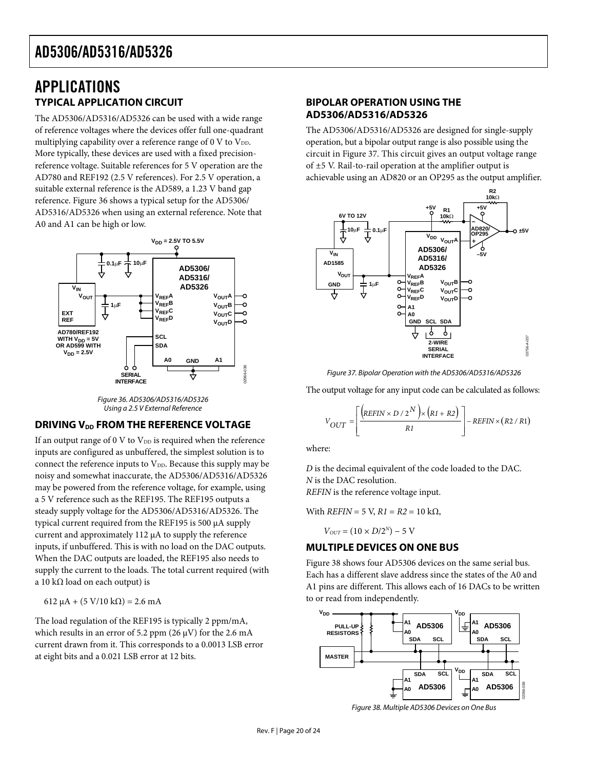# APPLICATIONS

## TYPICAL APPLICATION CIRCUIT

The AD5306/AD5316/AD5326 can be used with a wide range of reference voltages where the devices offer full one-quadrant multiplying capability over a reference range of 0 V to $V_{DD}$. More typically, these devices are used with a fixed precision-reference voltage. Suitable references for 5 V operation are the AD780 and REF192 (2.5 V references). For 2.5 V operation, a suitable external reference is the AD589, a 1.23 V band gap reference. Figure 36 shows a typical setup for the AD5306/AD5316/AD5326 when using an external reference. Note that A0 and A1 can be high or low.

Figure 36. AD5306/AD5316/AD5326 Using a 2.5 V External Reference

## DRIVING $V_{DD}$ FROM THE REFERENCE VOLTAGE

If an output range of 0 V to $V_{DD}$ is required when the reference inputs are configured as unbuffered, the simplest solution is to connect the reference inputs to $V_{DD}$. Because this supply may be noisy and somewhat inaccurate, the AD5306/AD5316/AD5326 may be powered from the reference voltage, for example, using a 5 V reference such as the REF195. The REF195 outputs a steady supply voltage for the AD5306/AD5316/AD5326. The typical current required from the REF195 is 500 μA supply current and approximately 112 μA to supply the reference inputs, if unbuffered. This is with no load on the DAC outputs. When the DAC outputs are loaded, the REF195 also needs to supply the current to the loads. The total current required (with a 10 kΩ load on each output) is

612 μA + (5 V/10 kΩ) = 2.6 mA

The load regulation of the REF195 is typically 2 ppm/mA, which results in an error of 5.2 ppm (26 μV) for the 2.6 mA current drawn from it. This corresponds to a 0.0013 LSB error at eight bits and a 0.021 LSB error at 12 bits.

## BIPOLAR OPERATION USING THE AD5306/AD5316/AD5326

The AD5306/AD5316/AD5326 are designed for single-supply operation, but a bipolar output range is also possible using the circuit in Figure 37. This circuit gives an output voltage range of ±5 V. Rail-to-rail operation at the amplifier output is achievable using an AD820 or an OP295 as the output amplifier.

Figure 37. Bipolar Operation with the AD5306/AD5316/AD5326

The output voltage for any input code can be calculated as follows:

$$V_{OUT} = \left[ \frac{\left( REFIN \times D / 2^{N} \right) \times \left( R1 + R2 \right)}{R1} \right] - REFIN \times \left( R2 / R1 \right)$$

where:

*D* is the decimal equivalent of the code loaded to the DAC.
*N* is the DAC resolution.
*REFIN* is the reference voltage input.

With *REFIN* = 5 V, *R1* = *R2* = 10 kΩ,

$V_{OUT} = (10 \times D/2^{N}) - 5$ V

## MULTIPLE DEVICES ON ONE BUS

Figure 38 shows four AD5306 devices on the same serial bus. Each has a different slave address since the states of the A0 and A1 pins are different. This allows each of 16 DACs to be written to or read from independently.

Figure 38. Multiple AD5306 Devices on One Bus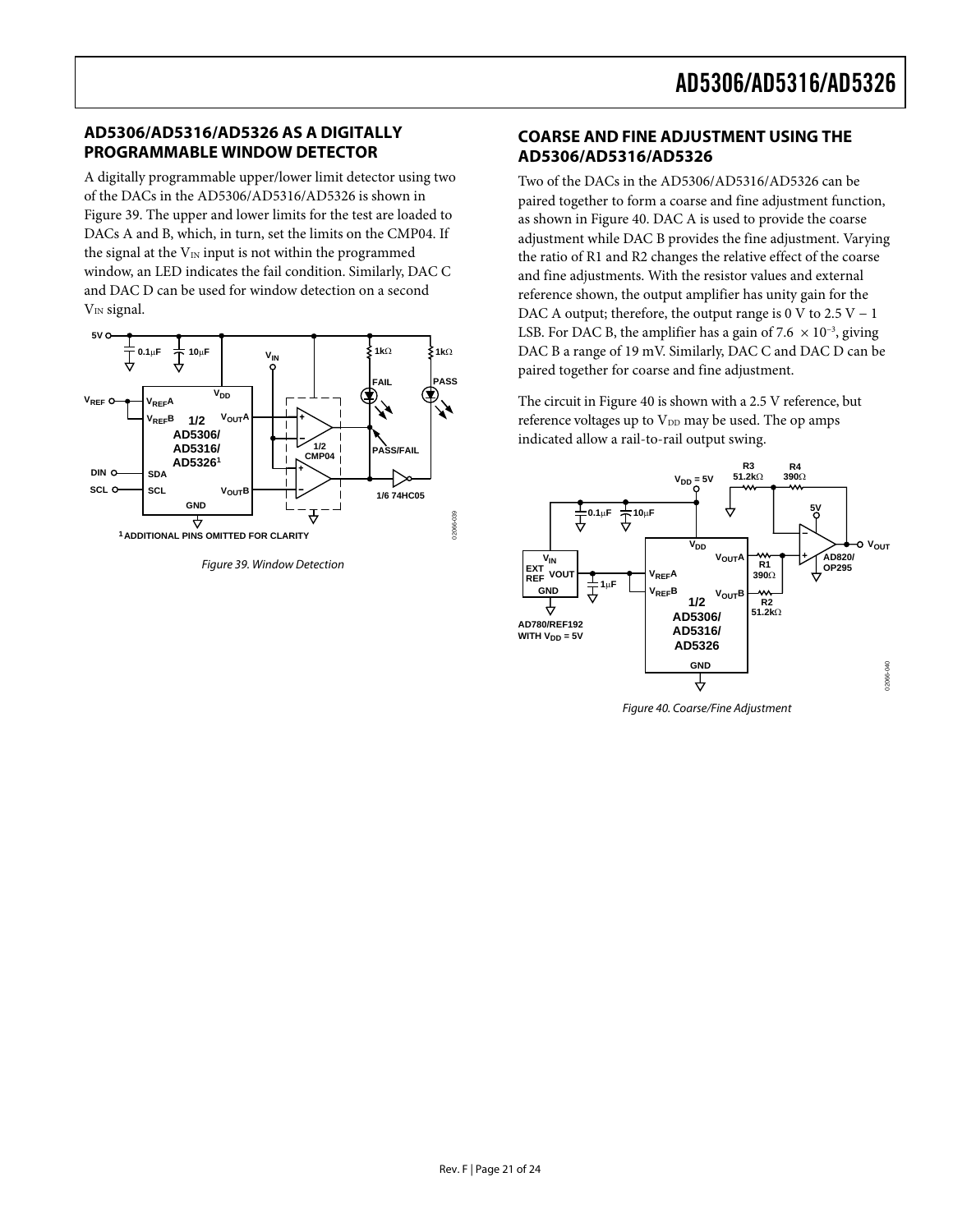## AD5306/AD5316/AD5326 AS A DIGITALLY PROGRAMMABLE WINDOW DETECTOR

A digitally programmable upper/lower limit detector using two of the DACs in the AD5306/AD5316/AD5326 is shown in Figure 39. The upper and lower limits for the test are loaded to DACs A and B, which, in turn, set the limits on the CMP04. If the signal at the $V_{IN}$ input is not within the programmed window, an LED indicates the fail condition. Similarly, DAC C and DAC D can be used for window detection on a second $V_{IN}$ signal.

Figure 39. Window Detection

## COARSE AND FINE ADJUSTMENT USING THE AD5306/AD5316/AD5326

Two of the DACs in the AD5306/AD5316/AD5326 can be paired together to form a coarse and fine adjustment function, as shown in Figure 40. DAC A is used to provide the coarse adjustment while DAC B provides the fine adjustment. Varying the ratio of R1 and R2 changes the relative effect of the coarse and fine adjustments. With the resistor values and external reference shown, the output amplifier has unity gain for the DAC A output; therefore, the output range is 0 V to 2.5 V − 1 LSB. For DAC B, the amplifier has a gain of $7.6 \times 10^{-3}$, giving DAC B a range of 19 mV. Similarly, DAC C and DAC D can be paired together for coarse and fine adjustment.

The circuit in Figure 40 is shown with a 2.5 V reference, but reference voltages up to $V_{DD}$ may be used. The op amps indicated allow a rail-to-rail output swing.

Figure 40. Coarse/Fine Adjustment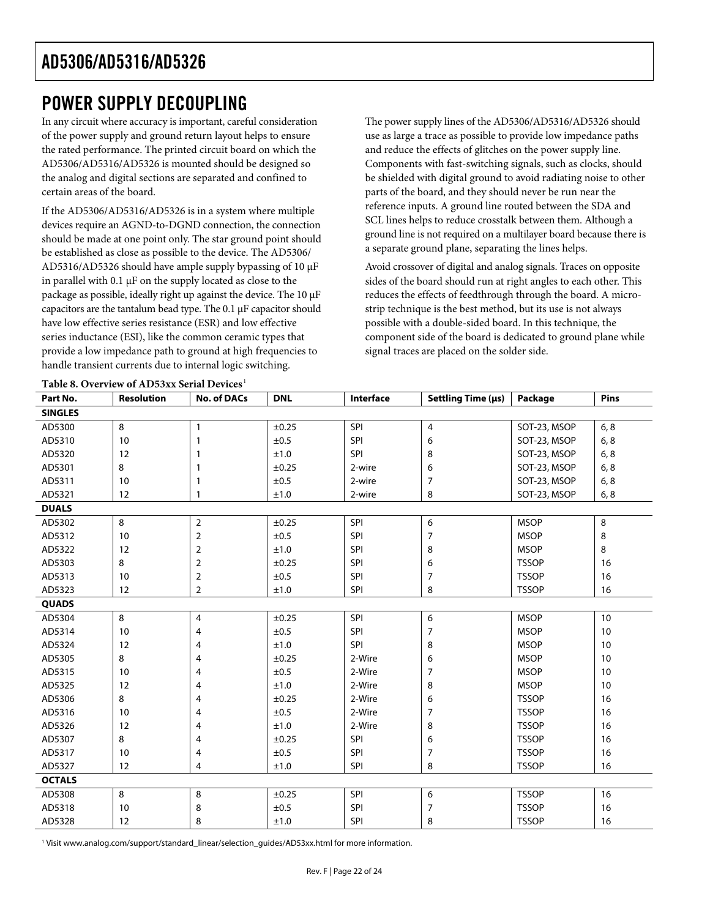## POWER SUPPLY DECOUPLING

In any circuit where accuracy is important, careful consideration of the power supply and ground return layout helps to ensure the rated performance. The printed circuit board on which the AD5306/AD5316/AD5326 is mounted should be designed so the analog and digital sections are separated and confined to certain areas of the board.

If the AD5306/AD5316/AD5326 is in a system where multiple devices require an AGND-to-DGND connection, the connection should be made at one point only. The star ground point should be established as close as possible to the device. The AD5306/AD5316/AD5326 should have ample supply bypassing of 10 µF in parallel with 0.1 µF on the supply located as close to the package as possible, ideally right up against the device. The 10 µF capacitors are the tantalum bead type. The 0.1 µF capacitor should have low effective series resistance (ESR) and low effective series inductance (ESI), like the common ceramic types that provide a low impedance path to ground at high frequencies to handle transient currents due to internal logic switching.

The power supply lines of the AD5306/AD5316/AD5326 should use as large a trace as possible to provide low impedance paths and reduce the effects of glitches on the power supply line. Components with fast-switching signals, such as clocks, should be shielded with digital ground to avoid radiating noise to other parts of the board, and they should never be run near the reference inputs. A ground line routed between the SDA and SCL lines helps to reduce crosstalk between them. Although a ground line is not required on a multilayer board because there is a separate ground plane, separating the lines helps.

Avoid crossover of digital and analog signals. Traces on opposite sides of the board should run at right angles to each other. This reduces the effects of feedthrough through the board. A microstrip technique is the best method, but its use is not always possible with a double-sided board. In this technique, the component side of the board is dedicated to ground plane while signal traces are placed on the solder side.

**Table 8. Overview of AD53xx Serial Devices**[1]

| Part No. | Resolution | No. of DACs | DNL | Interface | Settling Time (µs) | Package | Pins |
|---|---|---|---|---|---|---|---|
| **SINGLES** | | | | | | | |
| AD5300 | 8 | 1 | ±0.25 | SPI | 4 | SOT-23, MSOP | 6, 8 |
| AD5310 | 10 | 1 | ±0.5 | SPI | 6 | SOT-23, MSOP | 6, 8 |
| AD5320 | 12 | 1 | ±1.0 | SPI | 8 | SOT-23, MSOP | 6, 8 |
| AD5301 | 8 | 1 | ±0.25 | 2-wire | 6 | SOT-23, MSOP | 6, 8 |
| AD5311 | 10 | 1 | ±0.5 | 2-wire | 7 | SOT-23, MSOP | 6, 8 |
| AD5321 | 12 | 1 | ±1.0 | 2-wire | 8 | SOT-23, MSOP | 6, 8 |
| **DUALS** | | | | | | | |
| AD5302 | 8 | 2 | ±0.25 | SPI | 6 | MSOP | 8 |
| AD5312 | 10 | 2 | ±0.5 | SPI | 7 | MSOP | 8 |
| AD5322 | 12 | 2 | ±1.0 | SPI | 8 | MSOP | 8 |
| AD5303 | 8 | 2 | ±0.25 | SPI | 6 | TSSOP | 16 |
| AD5313 | 10 | 2 | ±0.5 | SPI | 7 | TSSOP | 16 |
| AD5323 | 12 | 2 | ±1.0 | SPI | 8 | TSSOP | 16 |
| **QUADS** | | | | | | | |
| AD5304 | 8 | 4 | ±0.25 | SPI | 6 | MSOP | 10 |
| AD5314 | 10 | 4 | ±0.5 | SPI | 7 | MSOP | 10 |
| AD5324 | 12 | 4 | ±1.0 | SPI | 8 | MSOP | 10 |
| AD5305 | 8 | 4 | ±0.25 | 2-Wire | 6 | MSOP | 10 |
| AD5315 | 10 | 4 | ±0.5 | 2-Wire | 7 | MSOP | 10 |
| AD5325 | 12 | 4 | ±1.0 | 2-Wire | 8 | MSOP | 10 |
| AD5306 | 8 | 4 | ±0.25 | 2-Wire | 6 | TSSOP | 16 |
| AD5316 | 10 | 4 | ±0.5 | 2-Wire | 7 | TSSOP | 16 |
| AD5326 | 12 | 4 | ±1.0 | 2-Wire | 8 | TSSOP | 16 |
| AD5307 | 8 | 4 | ±0.25 | SPI | 6 | TSSOP | 16 |
| AD5317 | 10 | 4 | ±0.5 | SPI | 7 | TSSOP | 16 |
| AD5327 | 12 | 4 | ±1.0 | SPI | 8 | TSSOP | 16 |
| **OCTALS** | | | | | | | |
| AD5308 | 8 | 8 | ±0.25 | SPI | 6 | TSSOP | 16 |
| AD5318 | 10 | 8 | ±0.5 | SPI | 7 | TSSOP | 16 |
| AD5328 | 12 | 8 | ±1.0 | SPI | 8 | TSSOP | 16 |

[1] Visit www.analog.com/support/standard_linear/selection_guides/AD53xx.html for more information.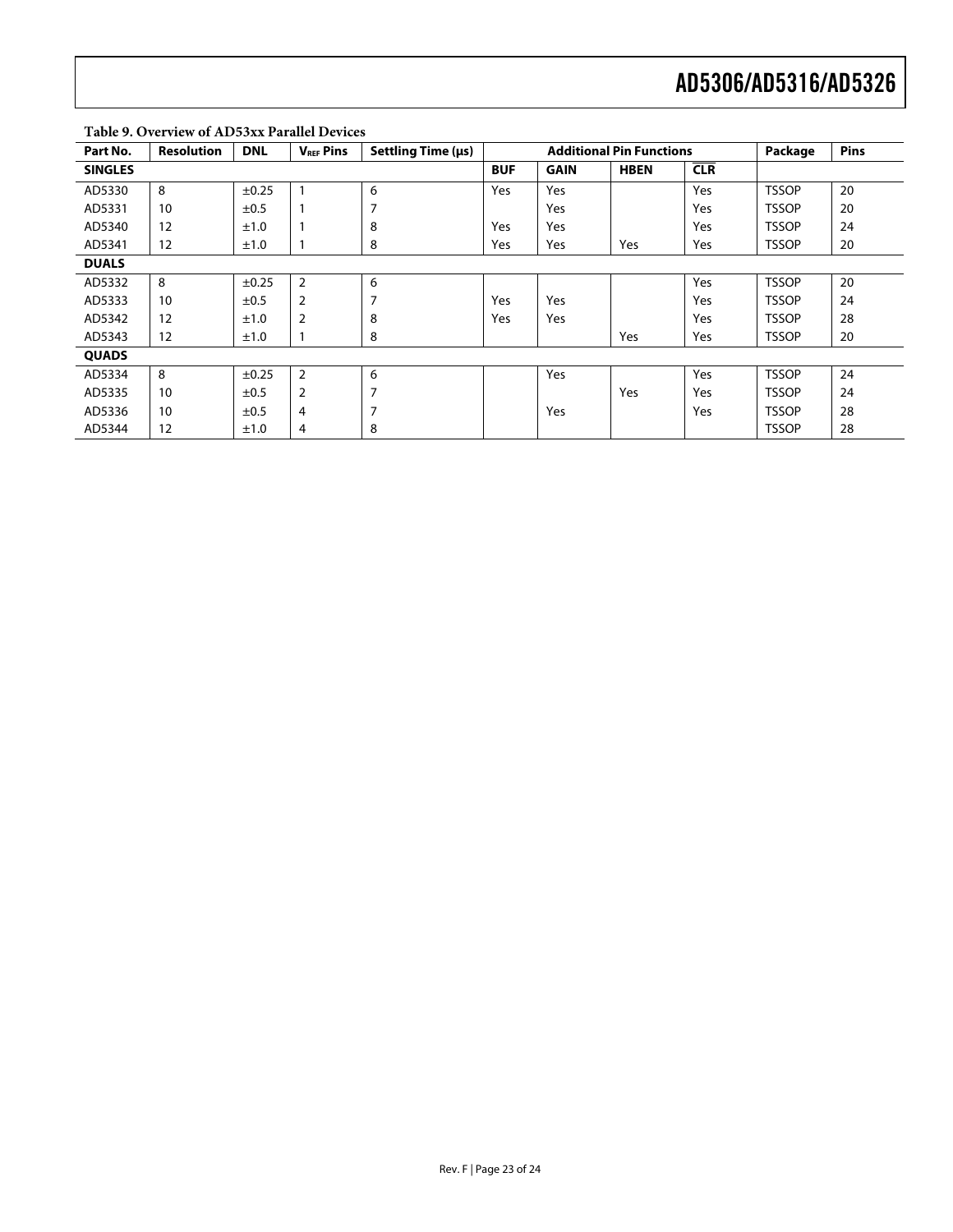**Table 9. Overview of AD53xx Parallel Devices**

| Part No. | Resolution | DNL | $V_{REF}$ Pins | Settling Time (μs) | Additional Pin Functions | | | | Package | Pins |
|---|---|---|---|---|---|---|---|---|---|---|
| **SINGLES** | | | | | **BUF** | **GAIN** | **HBEN** | **$\overline{CLR}$** | | |
| AD5330 | 8 | ±0.25 | 1 | 6 | Yes | Yes | | Yes | TSSOP | 20 |
| AD5331 | 10 | ±0.5 | 1 | 7 | | Yes | | Yes | TSSOP | 20 |
| AD5340 | 12 | ±1.0 | 1 | 8 | Yes | Yes | | Yes | TSSOP | 24 |
| AD5341 | 12 | ±1.0 | 1 | 8 | Yes | Yes | Yes | Yes | TSSOP | 20 |
| **DUALS** | | | | | | | | | | |
| AD5332 | 8 | ±0.25 | 2 | 6 | | | | Yes | TSSOP | 20 |
| AD5333 | 10 | ±0.5 | 2 | 7 | Yes | Yes | | Yes | TSSOP | 24 |
| AD5342 | 12 | ±1.0 | 2 | 8 | Yes | Yes | | Yes | TSSOP | 28 |
| AD5343 | 12 | ±1.0 | 1 | 8 | | | Yes | Yes | TSSOP | 20 |
| **QUADS** | | | | | | | | | | |
| AD5334 | 8 | ±0.25 | 2 | 6 | | Yes | | Yes | TSSOP | 24 |
| AD5335 | 10 | ±0.5 | 2 | 7 | | | Yes | Yes | TSSOP | 24 |
| AD5336 | 10 | ±0.5 | 4 | 7 | | Yes | | Yes | TSSOP | 28 |
| AD5344 | 12 | ±1.0 | 4 | 8 | | | | | TSSOP | 28 |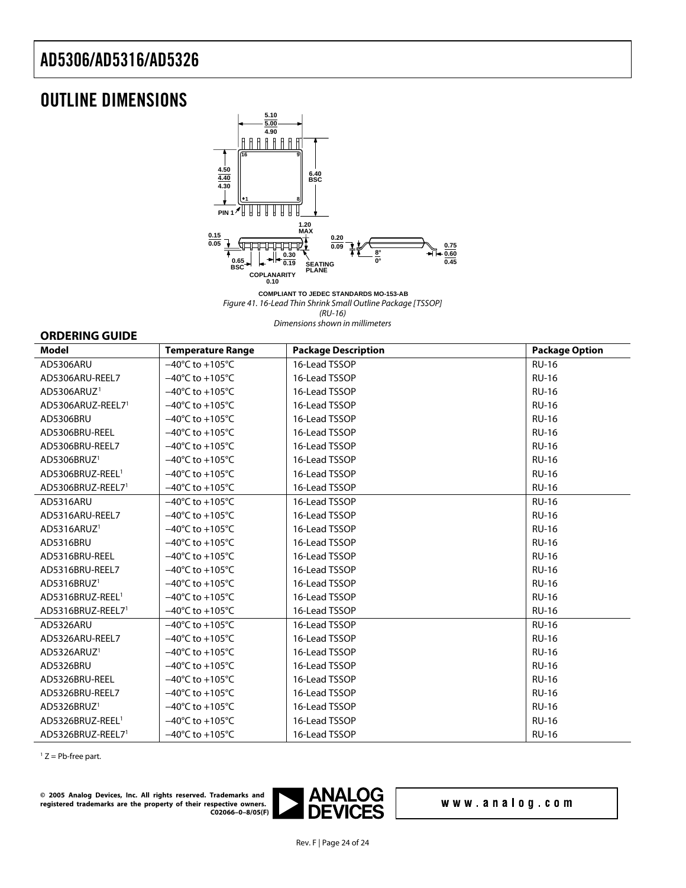## OUTLINE DIMENSIONS

5.10
5.00
4.90

4.50
4.40
4.30

6.40
BSC

16
9
1
8
PIN 1

1.20
MAX

0.15
0.05

0.20
0.09

0.30
0.19

0.65
BSC

SEATING
PLANE

COPLANARITY
0.10

8°
0°

0.75
0.60
0.45

COMPLIANT TO JEDEC STANDARDS MO-153-AB

*Figure 41. 16-Lead Thin Shrink Small Outline Package [TSSOP]*
*(RU-16)*
*Dimensions shown in millimeters*

### ORDERING GUIDE

| Model | Temperature Range | Package Description | Package Option |
|---|---|---|---|
| AD5306ARU | −40°C to +105°C | 16-Lead TSSOP | RU-16 |
| AD5306ARU-REEL7 | −40°C to +105°C | 16-Lead TSSOP | RU-16 |
| AD5306ARUZ[1] | −40°C to +105°C | 16-Lead TSSOP | RU-16 |
| AD5306ARUZ-REEL7[1] | −40°C to +105°C | 16-Lead TSSOP | RU-16 |
| AD5306BRU | −40°C to +105°C | 16-Lead TSSOP | RU-16 |
| AD5306BRU-REEL | −40°C to +105°C | 16-Lead TSSOP | RU-16 |
| AD5306BRU-REEL7 | −40°C to +105°C | 16-Lead TSSOP | RU-16 |
| AD5306BRUZ[1] | −40°C to +105°C | 16-Lead TSSOP | RU-16 |
| AD5306BRUZ-REEL[1] | −40°C to +105°C | 16-Lead TSSOP | RU-16 |
| AD5306BRUZ-REEL7[1] | −40°C to +105°C | 16-Lead TSSOP | RU-16 |
| AD5316ARU | −40°C to +105°C | 16-Lead TSSOP | RU-16 |
| AD5316ARU-REEL7 | −40°C to +105°C | 16-Lead TSSOP | RU-16 |
| AD5316ARUZ[1] | −40°C to +105°C | 16-Lead TSSOP | RU-16 |
| AD5316BRU | −40°C to +105°C | 16-Lead TSSOP | RU-16 |
| AD5316BRU-REEL | −40°C to +105°C | 16-Lead TSSOP | RU-16 |
| AD5316BRU-REEL7 | −40°C to +105°C | 16-Lead TSSOP | RU-16 |
| AD5316BRUZ[1] | −40°C to +105°C | 16-Lead TSSOP | RU-16 |
| AD5316BRUZ-REEL[1] | −40°C to +105°C | 16-Lead TSSOP | RU-16 |
| AD5316BRUZ-REEL7[1] | −40°C to +105°C | 16-Lead TSSOP | RU-16 |
| AD5326ARU | −40°C to +105°C | 16-Lead TSSOP | RU-16 |
| AD5326ARU-REEL7 | −40°C to +105°C | 16-Lead TSSOP | RU-16 |
| AD5326ARUZ[1] | −40°C to +105°C | 16-Lead TSSOP | RU-16 |
| AD5326BRU | −40°C to +105°C | 16-Lead TSSOP | RU-16 |
| AD5326BRU-REEL | −40°C to +105°C | 16-Lead TSSOP | RU-16 |
| AD5326BRU-REEL7 | −40°C to +105°C | 16-Lead TSSOP | RU-16 |
| AD5326BRUZ[1] | −40°C to +105°C | 16-Lead TSSOP | RU-16 |
| AD5326BRUZ-REEL[1] | −40°C to +105°C | 16-Lead TSSOP | RU-16 |
| AD5326BRUZ-REEL7[1] | −40°C to +105°C | 16-Lead TSSOP | RU-16 |

[1] Z = Pb-free part.

**© 2005 Analog Devices, Inc. All rights reserved. Trademarks and registered trademarks are the property of their respective owners. C02066–0–8/05(F)**

www.analog.com